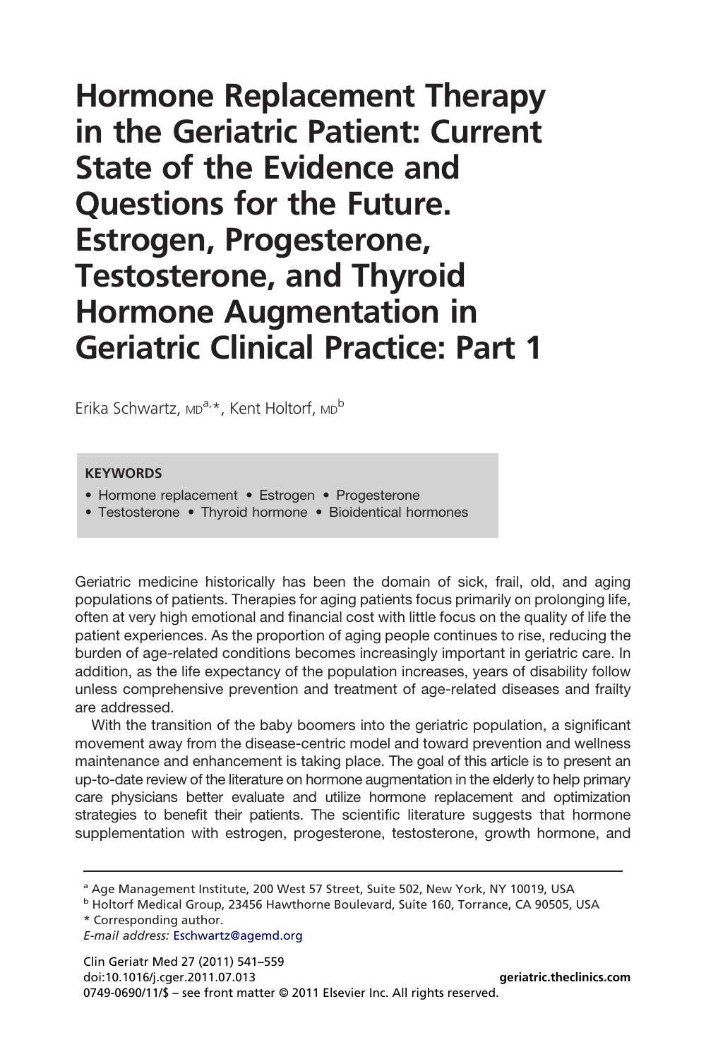# Hormone Replacement Therapy in the Geriatric Patient: Current State of the Evidence and Questions for the Future. Estrogen, Progesterone, Testosterone, and Thyroid Hormone Augmentation in Geriatric Clinical Practice: Part 1

Erika Schwartz, MD[a,*], Kent Holtorf, MD[b]

**KEYWORDS**

- Hormone replacement • Estrogen • Progesterone
- Testosterone • Thyroid hormone • Bioidentical hormones

Geriatric medicine historically has been the domain of sick, frail, old, and aging populations of patients. Therapies for aging patients focus primarily on prolonging life, often at very high emotional and financial cost with little focus on the quality of life the patient experiences. As the proportion of aging people continues to rise, reducing the burden of age-related conditions becomes increasingly important in geriatric care. In addition, as the life expectancy of the population increases, years of disability follow unless comprehensive prevention and treatment of age-related diseases and frailty are addressed.

With the transition of the baby boomers into the geriatric population, a significant movement away from the disease-centric model and toward prevention and wellness maintenance and enhancement is taking place. The goal of this article is to present an up-to-date review of the literature on hormone augmentation in the elderly to help primary care physicians better evaluate and utilize hormone replacement and optimization strategies to benefit their patients. The scientific literature suggests that hormone supplementation with estrogen, progesterone, testosterone, growth hormone, and

[a] Age Management Institute, 200 West 57 Street, Suite 502, New York, NY 10019, USA
[b] Holtorf Medical Group, 23456 Hawthorne Boulevard, Suite 160, Torrance, CA 90505, USA
* Corresponding author.
*E-mail address:* Eschwartz@agemd.org

Clin Geriatr Med 27 (2011) 541–559
doi:10.1016/j.cger.2011.07.013 geriatric.theclinics.com
0749-0690/11/$ – see front matter © 2011 Elsevier Inc. All rights reserved.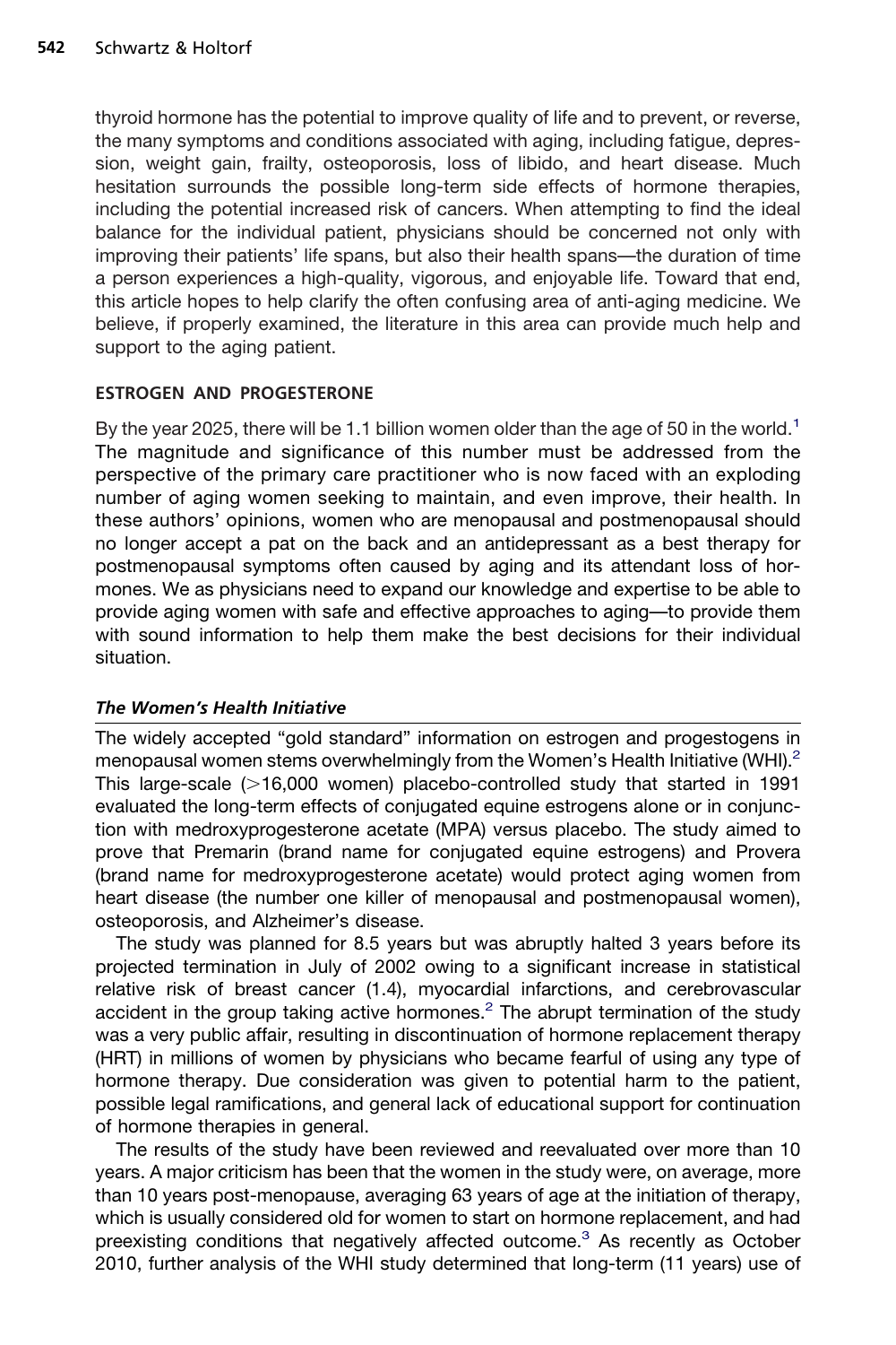thyroid hormone has the potential to improve quality of life and to prevent, or reverse, the many symptoms and conditions associated with aging, including fatigue, depression, weight gain, frailty, osteoporosis, loss of libido, and heart disease. Much hesitation surrounds the possible long-term side effects of hormone therapies, including the potential increased risk of cancers. When attempting to find the ideal balance for the individual patient, physicians should be concerned not only with improving their patients' life spans, but also their health spans—the duration of time a person experiences a high-quality, vigorous, and enjoyable life. Toward that end, this article hopes to help clarify the often confusing area of anti-aging medicine. We believe, if properly examined, the literature in this area can provide much help and support to the aging patient.

## ESTROGEN AND PROGESTERONE

By the year 2025, there will be 1.1 billion women older than the age of 50 in the world.[1] The magnitude and significance of this number must be addressed from the perspective of the primary care practitioner who is now faced with an exploding number of aging women seeking to maintain, and even improve, their health. In these authors' opinions, women who are menopausal and postmenopausal should no longer accept a pat on the back and an antidepressant as a best therapy for postmenopausal symptoms often caused by aging and its attendant loss of hormones. We as physicians need to expand our knowledge and expertise to be able to provide aging women with safe and effective approaches to aging—to provide them with sound information to help them make the best decisions for their individual situation.

### *The Women's Health Initiative*

The widely accepted "gold standard" information on estrogen and progestogens in menopausal women stems overwhelmingly from the Women's Health Initiative (WHI).[2] This large-scale (>16,000 women) placebo-controlled study that started in 1991 evaluated the long-term effects of conjugated equine estrogens alone or in conjunction with medroxyprogesterone acetate (MPA) versus placebo. The study aimed to prove that Premarin (brand name for conjugated equine estrogens) and Provera (brand name for medroxyprogesterone acetate) would protect aging women from heart disease (the number one killer of menopausal and postmenopausal women), osteoporosis, and Alzheimer's disease.

The study was planned for 8.5 years but was abruptly halted 3 years before its projected termination in July of 2002 owing to a significant increase in statistical relative risk of breast cancer (1.4), myocardial infarctions, and cerebrovascular accident in the group taking active hormones.[2] The abrupt termination of the study was a very public affair, resulting in discontinuation of hormone replacement therapy (HRT) in millions of women by physicians who became fearful of using any type of hormone therapy. Due consideration was given to potential harm to the patient, possible legal ramifications, and general lack of educational support for continuation of hormone therapies in general.

The results of the study have been reviewed and reevaluated over more than 10 years. A major criticism has been that the women in the study were, on average, more than 10 years post-menopause, averaging 63 years of age at the initiation of therapy, which is usually considered old for women to start on hormone replacement, and had preexisting conditions that negatively affected outcome.[3] As recently as October 2010, further analysis of the WHI study determined that long-term (11 years) use of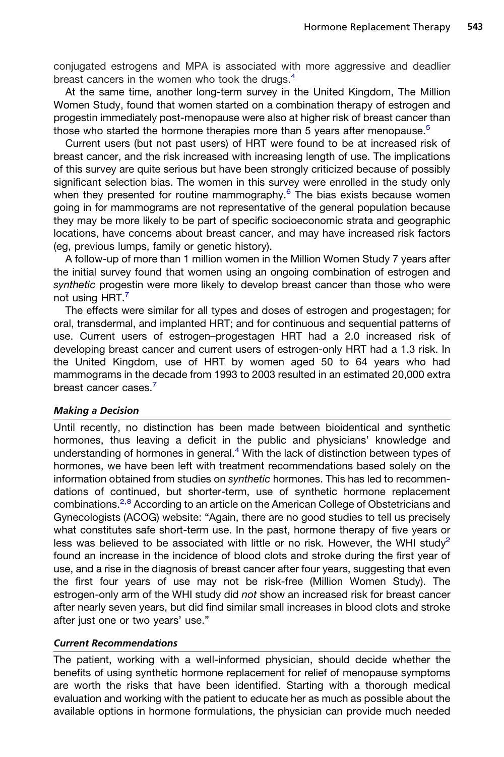conjugated estrogens and MPA is associated with more aggressive and deadlier breast cancers in the women who took the drugs.[4]

At the same time, another long-term survey in the United Kingdom, The Million Women Study, found that women started on a combination therapy of estrogen and progestin immediately post-menopause were also at higher risk of breast cancer than those who started the hormone therapies more than 5 years after menopause.[5]

Current users (but not past users) of HRT were found to be at increased risk of breast cancer, and the risk increased with increasing length of use. The implications of this survey are quite serious but have been strongly criticized because of possibly significant selection bias. The women in this survey were enrolled in the study only when they presented for routine mammography.[6] The bias exists because women going in for mammograms are not representative of the general population because they may be more likely to be part of specific socioeconomic strata and geographic locations, have concerns about breast cancer, and may have increased risk factors (eg, previous lumps, family or genetic history).

A follow-up of more than 1 million women in the Million Women Study 7 years after the initial survey found that women using an ongoing combination of estrogen and *synthetic* progestin were more likely to develop breast cancer than those who were not using HRT.[7]

The effects were similar for all types and doses of estrogen and progestagen; for oral, transdermal, and implanted HRT; and for continuous and sequential patterns of use. Current users of estrogen–progestagen HRT had a 2.0 increased risk of developing breast cancer and current users of estrogen-only HRT had a 1.3 risk. In the United Kingdom, use of HRT by women aged 50 to 64 years who had mammograms in the decade from 1993 to 2003 resulted in an estimated 20,000 extra breast cancer cases.[7]

### *Making a Decision*

Until recently, no distinction has been made between bioidentical and synthetic hormones, thus leaving a deficit in the public and physicians' knowledge and understanding of hormones in general.[4] With the lack of distinction between types of hormones, we have been left with treatment recommendations based solely on the information obtained from studies on *synthetic* hormones. This has led to recommendations of continued, but shorter-term, use of synthetic hormone replacement combinations.[2,8] According to an article on the American College of Obstetricians and Gynecologists (ACOG) website: "Again, there are no good studies to tell us precisely what constitutes safe short-term use. In the past, hormone therapy of five years or less was believed to be associated with little or no risk. However, the WHI study[2] found an increase in the incidence of blood clots and stroke during the first year of use, and a rise in the diagnosis of breast cancer after four years, suggesting that even the first four years of use may not be risk-free (Million Women Study). The estrogen-only arm of the WHI study did *not* show an increased risk for breast cancer after nearly seven years, but did find similar small increases in blood clots and stroke after just one or two years' use."

### *Current Recommendations*

The patient, working with a well-informed physician, should decide whether the benefits of using synthetic hormone replacement for relief of menopause symptoms are worth the risks that have been identified. Starting with a thorough medical evaluation and working with the patient to educate her as much as possible about the available options in hormone formulations, the physician can provide much needed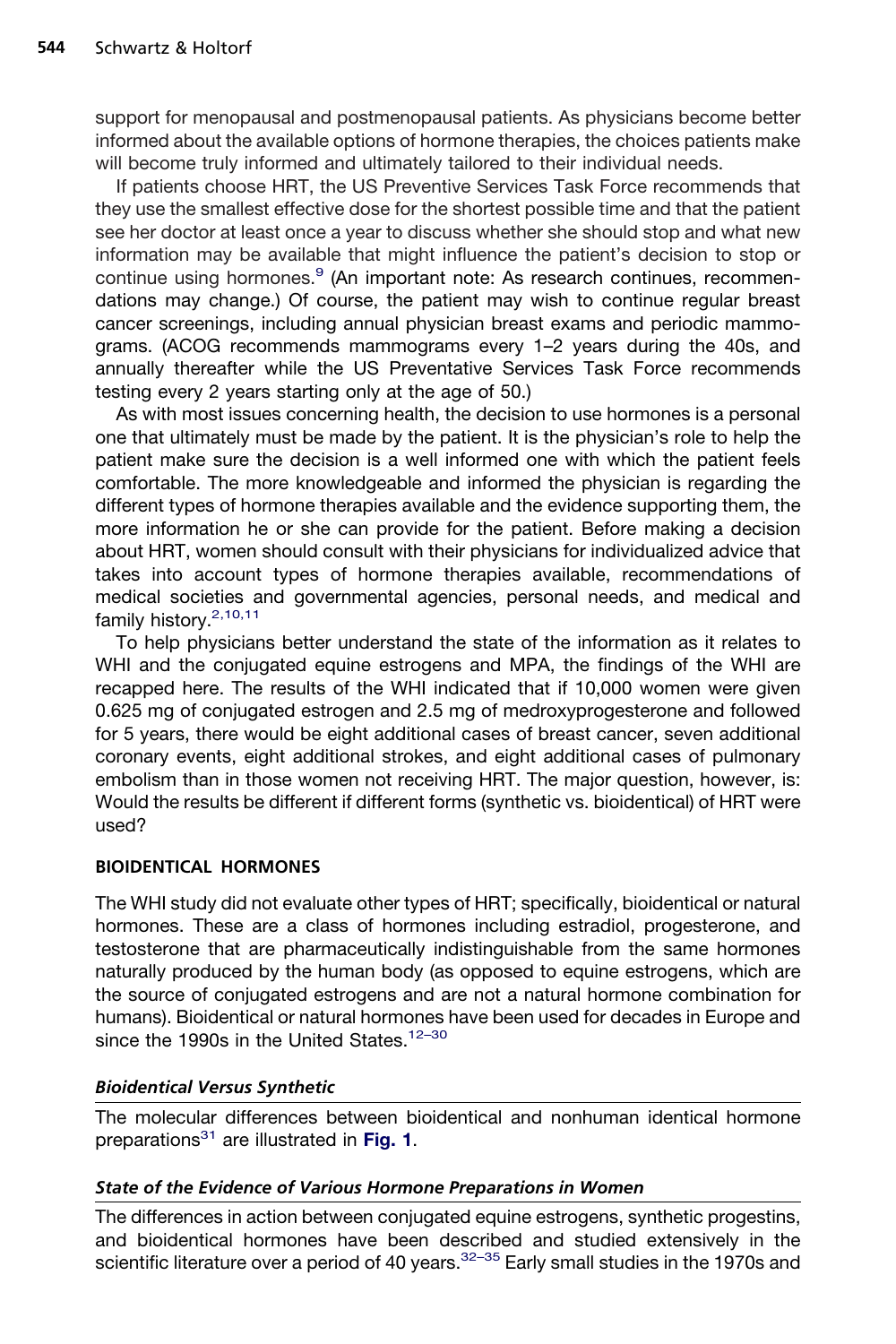support for menopausal and postmenopausal patients. As physicians become better informed about the available options of hormone therapies, the choices patients make will become truly informed and ultimately tailored to their individual needs.

If patients choose HRT, the US Preventive Services Task Force recommends that they use the smallest effective dose for the shortest possible time and that the patient see her doctor at least once a year to discuss whether she should stop and what new information may be available that might influence the patient's decision to stop or continue using hormones.[9] (An important note: As research continues, recommendations may change.) Of course, the patient may wish to continue regular breast cancer screenings, including annual physician breast exams and periodic mammograms. (ACOG recommends mammograms every 1–2 years during the 40s, and annually thereafter while the US Preventative Services Task Force recommends testing every 2 years starting only at the age of 50.)

As with most issues concerning health, the decision to use hormones is a personal one that ultimately must be made by the patient. It is the physician's role to help the patient make sure the decision is a well informed one with which the patient feels comfortable. The more knowledgeable and informed the physician is regarding the different types of hormone therapies available and the evidence supporting them, the more information he or she can provide for the patient. Before making a decision about HRT, women should consult with their physicians for individualized advice that takes into account types of hormone therapies available, recommendations of medical societies and governmental agencies, personal needs, and medical and family history.[2,10,11]

To help physicians better understand the state of the information as it relates to WHI and the conjugated equine estrogens and MPA, the findings of the WHI are recapped here. The results of the WHI indicated that if 10,000 women were given 0.625 mg of conjugated estrogen and 2.5 mg of medroxyprogesterone and followed for 5 years, there would be eight additional cases of breast cancer, seven additional coronary events, eight additional strokes, and eight additional cases of pulmonary embolism than in those women not receiving HRT. The major question, however, is: Would the results be different if different forms (synthetic vs. bioidentical) of HRT were used?

## BIOIDENTICAL HORMONES

The WHI study did not evaluate other types of HRT; specifically, bioidentical or natural hormones. These are a class of hormones including estradiol, progesterone, and testosterone that are pharmaceutically indistinguishable from the same hormones naturally produced by the human body (as opposed to equine estrogens, which are the source of conjugated estrogens and are not a natural hormone combination for humans). Bioidentical or natural hormones have been used for decades in Europe and since the 1990s in the United States.[12–30]

### *Bioidentical Versus Synthetic*

The molecular differences between bioidentical and nonhuman identical hormone preparations[31] are illustrated in **Fig. 1**.

### *State of the Evidence of Various Hormone Preparations in Women*

The differences in action between conjugated equine estrogens, synthetic progestins, and bioidentical hormones have been described and studied extensively in the scientific literature over a period of 40 years.[32–35] Early small studies in the 1970s and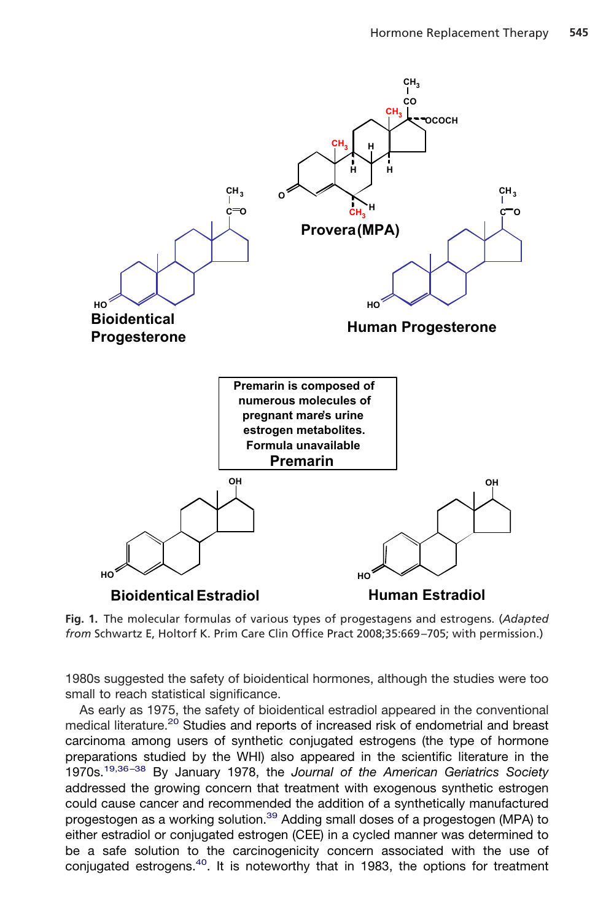Bioidentical Progesterone

Provera (MPA)

Human Progesterone

Premarin is composed of numerous molecules of pregnant mare's urine estrogen metabolites. Formula unavailable

Premarin

Bioidentical Estradiol

Human Estradiol

**Fig. 1.** The molecular formulas of various types of progestagens and estrogens. (*Adapted from* Schwartz E, Holtorf K. Prim Care Clin Office Pract 2008;35:669–705; with permission.)

1980s suggested the safety of bioidentical hormones, although the studies were too small to reach statistical significance.

As early as 1975, the safety of bioidentical estradiol appeared in the conventional medical literature.[20] Studies and reports of increased risk of endometrial and breast carcinoma among users of synthetic conjugated estrogens (the type of hormone preparations studied by the WHI) also appeared in the scientific literature in the 1970s.[19,36–38] By January 1978, the *Journal of the American Geriatrics Society* addressed the growing concern that treatment with exogenous synthetic estrogen could cause cancer and recommended the addition of a synthetically manufactured progestogen as a working solution.[39] Adding small doses of a progestogen (MPA) to either estradiol or conjugated estrogen (CEE) in a cycled manner was determined to be a safe solution to the carcinogenicity concern associated with the use of conjugated estrogens.[40]. It is noteworthy that in 1983, the options for treatment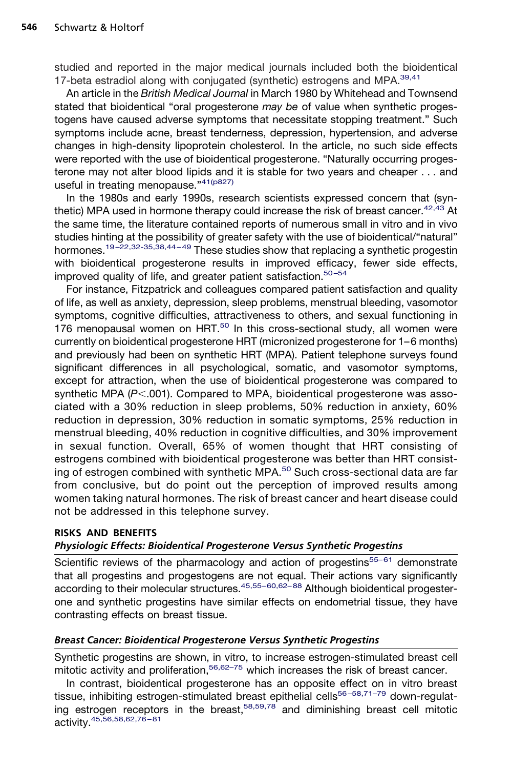studied and reported in the major medical journals included both the bioidentical 17-beta estradiol along with conjugated (synthetic) estrogens and MPA.[39,41]

An article in the *British Medical Journal* in March 1980 by Whitehead and Townsend stated that bioidentical "oral progesterone *may be* of value when synthetic progestogens have caused adverse symptoms that necessitate stopping treatment." Such symptoms include acne, breast tenderness, depression, hypertension, and adverse changes in high-density lipoprotein cholesterol. In the article, no such side effects were reported with the use of bioidentical progesterone. "Naturally occurring progesterone may not alter blood lipids and it is stable for two years and cheaper . . . and useful in treating menopause."[41(p827)]

In the 1980s and early 1990s, research scientists expressed concern that (synthetic) MPA used in hormone therapy could increase the risk of breast cancer.[42,43] At the same time, the literature contained reports of numerous small in vitro and in vivo studies hinting at the possibility of greater safety with the use of bioidentical/"natural" hormones.[19–22,32-35,38,44–49] These studies show that replacing a synthetic progestin with bioidentical progesterone results in improved efficacy, fewer side effects, improved quality of life, and greater patient satisfaction.[50–54]

For instance, Fitzpatrick and colleagues compared patient satisfaction and quality of life, as well as anxiety, depression, sleep problems, menstrual bleeding, vasomotor symptoms, cognitive difficulties, attractiveness to others, and sexual functioning in 176 menopausal women on HRT.[50] In this cross-sectional study, all women were currently on bioidentical progesterone HRT (micronized progesterone for 1–6 months) and previously had been on synthetic HRT (MPA). Patient telephone surveys found significant differences in all psychological, somatic, and vasomotor symptoms, except for attraction, when the use of bioidentical progesterone was compared to synthetic MPA ($P<.001$). Compared to MPA, bioidentical progesterone was associated with a 30% reduction in sleep problems, 50% reduction in anxiety, 60% reduction in depression, 30% reduction in somatic symptoms, 25% reduction in menstrual bleeding, 40% reduction in cognitive difficulties, and 30% improvement in sexual function. Overall, 65% of women thought that HRT consisting of estrogens combined with bioidentical progesterone was better than HRT consisting of estrogen combined with synthetic MPA.[50] Such cross-sectional data are far from conclusive, but do point out the perception of improved results among women taking natural hormones. The risk of breast cancer and heart disease could not be addressed in this telephone survey.

## RISKS AND BENEFITS

### *Physiologic Effects: Bioidentical Progesterone Versus Synthetic Progestins*

Scientific reviews of the pharmacology and action of progestins[55–61] demonstrate that all progestins and progestogens are not equal. Their actions vary significantly according to their molecular structures.[45,55–60,62–88] Although bioidentical progesterone and synthetic progestins have similar effects on endometrial tissue, they have contrasting effects on breast tissue.

### *Breast Cancer: Bioidentical Progesterone Versus Synthetic Progestins*

Synthetic progestins are shown, in vitro, to increase estrogen-stimulated breast cell mitotic activity and proliferation,[56,62–75] which increases the risk of breast cancer.

In contrast, bioidentical progesterone has an opposite effect on in vitro breast tissue, inhibiting estrogen-stimulated breast epithelial cells[56–58,71–79] down-regulating estrogen receptors in the breast,[58,59,78] and diminishing breast cell mitotic activity.[45,56,58,62,76–81]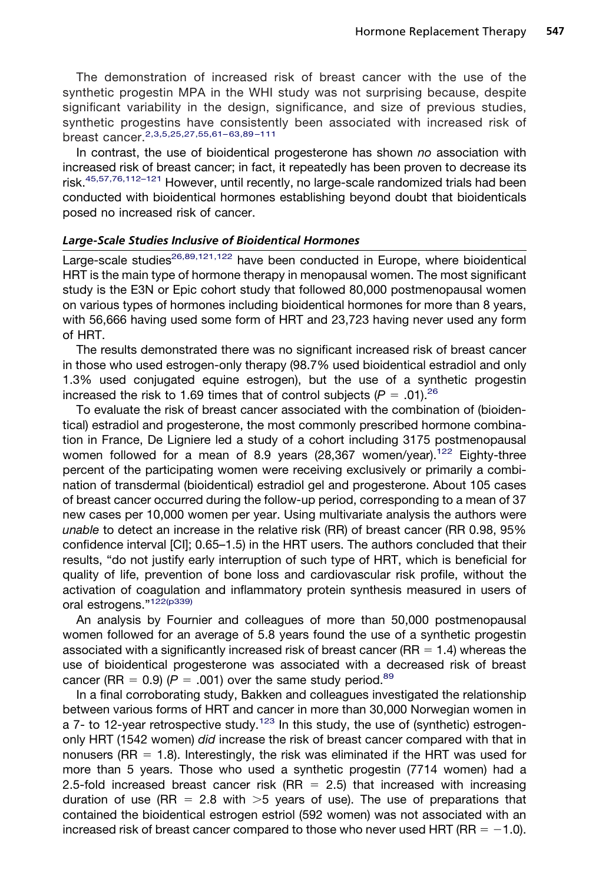The demonstration of increased risk of breast cancer with the use of the synthetic progestin MPA in the WHI study was not surprising because, despite significant variability in the design, significance, and size of previous studies, synthetic progestins have consistently been associated with increased risk of breast cancer.[2,3,5,25,27,55,61–63,89–111]

In contrast, the use of bioidentical progesterone has shown *no* association with increased risk of breast cancer; in fact, it repeatedly has been proven to decrease its risk.[45,57,76,112–121] However, until recently, no large-scale randomized trials had been conducted with bioidentical hormones establishing beyond doubt that bioidenticals posed no increased risk of cancer.

#### *Large-Scale Studies Inclusive of Bioidentical Hormones*

Large-scale studies[26,89,121,122] have been conducted in Europe, where bioidentical HRT is the main type of hormone therapy in menopausal women. The most significant study is the E3N or Epic cohort study that followed 80,000 postmenopausal women on various types of hormones including bioidentical hormones for more than 8 years, with 56,666 having used some form of HRT and 23,723 having never used any form of HRT.

The results demonstrated there was no significant increased risk of breast cancer in those who used estrogen-only therapy (98.7% used bioidentical estradiol and only 1.3% used conjugated equine estrogen), but the use of a synthetic progestin increased the risk to 1.69 times that of control subjects ($P = .01$).[26]

To evaluate the risk of breast cancer associated with the combination of (bioidentical) estradiol and progesterone, the most commonly prescribed hormone combination in France, De Ligniere led a study of a cohort including 3175 postmenopausal women followed for a mean of 8.9 years (28,367 women/year).[122] Eighty-three percent of the participating women were receiving exclusively or primarily a combination of transdermal (bioidentical) estradiol gel and progesterone. About 105 cases of breast cancer occurred during the follow-up period, corresponding to a mean of 37 new cases per 10,000 women per year. Using multivariate analysis the authors were *unable* to detect an increase in the relative risk (RR) of breast cancer (RR 0.98, 95% confidence interval [CI]; 0.65–1.5) in the HRT users. The authors concluded that their results, "do not justify early interruption of such type of HRT, which is beneficial for quality of life, prevention of bone loss and cardiovascular risk profile, without the activation of coagulation and inflammatory protein synthesis measured in users of oral estrogens."[122(p339)]

An analysis by Fournier and colleagues of more than 50,000 postmenopausal women followed for an average of 5.8 years found the use of a synthetic progestin associated with a significantly increased risk of breast cancer (RR = 1.4) whereas the use of bioidentical progesterone was associated with a decreased risk of breast cancer (RR = 0.9) ($P = .001$) over the same study period.[89]

In a final corroborating study, Bakken and colleagues investigated the relationship between various forms of HRT and cancer in more than 30,000 Norwegian women in a 7- to 12-year retrospective study.[123] In this study, the use of (synthetic) estrogen-only HRT (1542 women) *did* increase the risk of breast cancer compared with that in nonusers (RR = 1.8). Interestingly, the risk was eliminated if the HRT was used for more than 5 years. Those who used a synthetic progestin (7714 women) had a 2.5-fold increased breast cancer risk (RR = 2.5) that increased with increasing duration of use (RR = 2.8 with >5 years of use). The use of preparations that contained the bioidentical estrogen estriol (592 women) was not associated with an increased risk of breast cancer compared to those who never used HRT (RR = −1.0).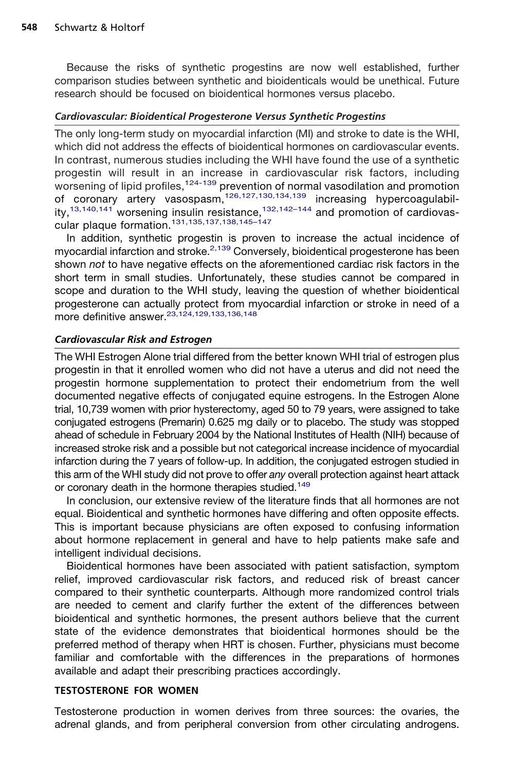Because the risks of synthetic progestins are now well established, further comparison studies between synthetic and bioidenticals would be unethical. Future research should be focused on bioidentical hormones versus placebo.

### *Cardiovascular: Bioidentical Progesterone Versus Synthetic Progestins*

The only long-term study on myocardial infarction (MI) and stroke to date is the WHI, which did not address the effects of bioidentical hormones on cardiovascular events. In contrast, numerous studies including the WHI have found the use of a synthetic progestin will result in an increase in cardiovascular risk factors, including worsening of lipid profiles,[124-139] prevention of normal vasodilation and promotion of coronary artery vasospasm,[126,127,130,134,139] increasing hypercoagulability,[13,140,141] worsening insulin resistance,[132,142–144] and promotion of cardiovascular plaque formation.[131,135,137,138,145–147]

In addition, synthetic progestin is proven to increase the actual incidence of myocardial infarction and stroke.[2,139] Conversely, bioidentical progesterone has been shown *not* to have negative effects on the aforementioned cardiac risk factors in the short term in small studies. Unfortunately, these studies cannot be compared in scope and duration to the WHI study, leaving the question of whether bioidentical progesterone can actually protect from myocardial infarction or stroke in need of a more definitive answer.[23,124,129,133,136,148]

### *Cardiovascular Risk and Estrogen*

The WHI Estrogen Alone trial differed from the better known WHI trial of estrogen plus progestin in that it enrolled women who did not have a uterus and did not need the progestin hormone supplementation to protect their endometrium from the well documented negative effects of conjugated equine estrogens. In the Estrogen Alone trial, 10,739 women with prior hysterectomy, aged 50 to 79 years, were assigned to take conjugated estrogens (Premarin) 0.625 mg daily or to placebo. The study was stopped ahead of schedule in February 2004 by the National Institutes of Health (NIH) because of increased stroke risk and a possible but not categorical increase incidence of myocardial infarction during the 7 years of follow-up. In addition, the conjugated estrogen studied in this arm of the WHI study did not prove to offer *any* overall protection against heart attack or coronary death in the hormone therapies studied.[149]

In conclusion, our extensive review of the literature finds that all hormones are not equal. Bioidentical and synthetic hormones have differing and often opposite effects. This is important because physicians are often exposed to confusing information about hormone replacement in general and have to help patients make safe and intelligent individual decisions.

Bioidentical hormones have been associated with patient satisfaction, symptom relief, improved cardiovascular risk factors, and reduced risk of breast cancer compared to their synthetic counterparts. Although more randomized control trials are needed to cement and clarify further the extent of the differences between bioidentical and synthetic hormones, the present authors believe that the current state of the evidence demonstrates that bioidentical hormones should be the preferred method of therapy when HRT is chosen. Further, physicians must become familiar and comfortable with the differences in the preparations of hormones available and adapt their prescribing practices accordingly.

## TESTOSTERONE FOR WOMEN

Testosterone production in women derives from three sources: the ovaries, the adrenal glands, and from peripheral conversion from other circulating androgens.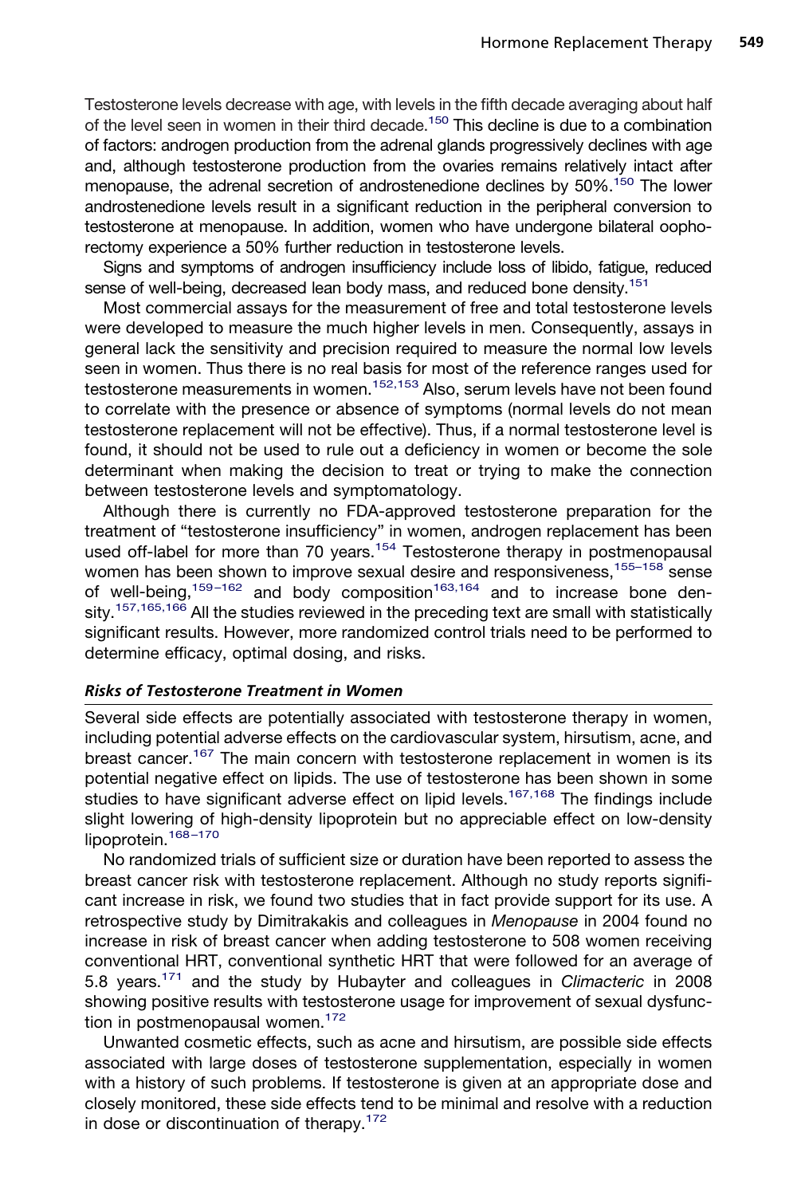Testosterone levels decrease with age, with levels in the fifth decade averaging about half of the level seen in women in their third decade.[150] This decline is due to a combination of factors: androgen production from the adrenal glands progressively declines with age and, although testosterone production from the ovaries remains relatively intact after menopause, the adrenal secretion of androstenedione declines by 50%.[150] The lower androstenedione levels result in a significant reduction in the peripheral conversion to testosterone at menopause. In addition, women who have undergone bilateral oophorectomy experience a 50% further reduction in testosterone levels.

Signs and symptoms of androgen insufficiency include loss of libido, fatigue, reduced sense of well-being, decreased lean body mass, and reduced bone density.[151]

Most commercial assays for the measurement of free and total testosterone levels were developed to measure the much higher levels in men. Consequently, assays in general lack the sensitivity and precision required to measure the normal low levels seen in women. Thus there is no real basis for most of the reference ranges used for testosterone measurements in women.[152,153] Also, serum levels have not been found to correlate with the presence or absence of symptoms (normal levels do not mean testosterone replacement will not be effective). Thus, if a normal testosterone level is found, it should not be used to rule out a deficiency in women or become the sole determinant when making the decision to treat or trying to make the connection between testosterone levels and symptomatology.

Although there is currently no FDA-approved testosterone preparation for the treatment of "testosterone insufficiency" in women, androgen replacement has been used off-label for more than 70 years.[154] Testosterone therapy in postmenopausal women has been shown to improve sexual desire and responsiveness,[155–158] sense of well-being,[159–162] and body composition[163,164] and to increase bone density.[157,165,166] All the studies reviewed in the preceding text are small with statistically significant results. However, more randomized control trials need to be performed to determine efficacy, optimal dosing, and risks.

### *Risks of Testosterone Treatment in Women*

Several side effects are potentially associated with testosterone therapy in women, including potential adverse effects on the cardiovascular system, hirsutism, acne, and breast cancer.[167] The main concern with testosterone replacement in women is its potential negative effect on lipids. The use of testosterone has been shown in some studies to have significant adverse effect on lipid levels.[167,168] The findings include slight lowering of high-density lipoprotein but no appreciable effect on low-density lipoprotein.[168–170]

No randomized trials of sufficient size or duration have been reported to assess the breast cancer risk with testosterone replacement. Although no study reports significant increase in risk, we found two studies that in fact provide support for its use. A retrospective study by Dimitrakakis and colleagues in *Menopause* in 2004 found no increase in risk of breast cancer when adding testosterone to 508 women receiving conventional HRT, conventional synthetic HRT that were followed for an average of 5.8 years.[171] and the study by Hubayter and colleagues in *Climacteric* in 2008 showing positive results with testosterone usage for improvement of sexual dysfunction in postmenopausal women.[172]

Unwanted cosmetic effects, such as acne and hirsutism, are possible side effects associated with large doses of testosterone supplementation, especially in women with a history of such problems. If testosterone is given at an appropriate dose and closely monitored, these side effects tend to be minimal and resolve with a reduction in dose or discontinuation of therapy.[172]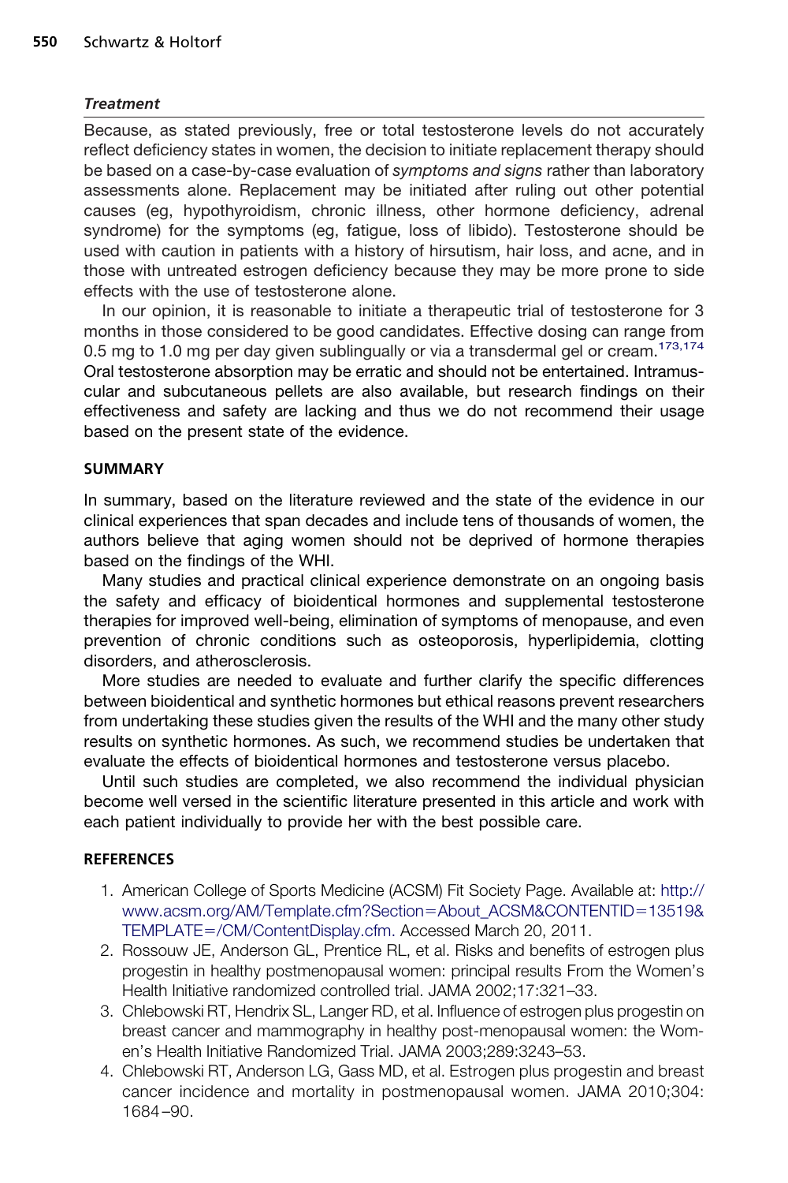*Treatment*

Because, as stated previously, free or total testosterone levels do not accurately reflect deficiency states in women, the decision to initiate replacement therapy should be based on a case-by-case evaluation of *symptoms and signs* rather than laboratory assessments alone. Replacement may be initiated after ruling out other potential causes (eg, hypothyroidism, chronic illness, other hormone deficiency, adrenal syndrome) for the symptoms (eg, fatigue, loss of libido). Testosterone should be used with caution in patients with a history of hirsutism, hair loss, and acne, and in those with untreated estrogen deficiency because they may be more prone to side effects with the use of testosterone alone.

In our opinion, it is reasonable to initiate a therapeutic trial of testosterone for 3 months in those considered to be good candidates. Effective dosing can range from 0.5 mg to 1.0 mg per day given sublingually or via a transdermal gel or cream.[173,174] Oral testosterone absorption may be erratic and should not be entertained. Intramuscular and subcutaneous pellets are also available, but research findings on their effectiveness and safety are lacking and thus we do not recommend their usage based on the present state of the evidence.

## SUMMARY

In summary, based on the literature reviewed and the state of the evidence in our clinical experiences that span decades and include tens of thousands of women, the authors believe that aging women should not be deprived of hormone therapies based on the findings of the WHI.

Many studies and practical clinical experience demonstrate on an ongoing basis the safety and efficacy of bioidentical hormones and supplemental testosterone therapies for improved well-being, elimination of symptoms of menopause, and even prevention of chronic conditions such as osteoporosis, hyperlipidemia, clotting disorders, and atherosclerosis.

More studies are needed to evaluate and further clarify the specific differences between bioidentical and synthetic hormones but ethical reasons prevent researchers from undertaking these studies given the results of the WHI and the many other study results on synthetic hormones. As such, we recommend studies be undertaken that evaluate the effects of bioidentical hormones and testosterone versus placebo.

Until such studies are completed, we also recommend the individual physician become well versed in the scientific literature presented in this article and work with each patient individually to provide her with the best possible care.

## REFERENCES

1. American College of Sports Medicine (ACSM) Fit Society Page. Available at: http://www.acsm.org/AM/Template.cfm?Section=About_ACSM&CONTENTID=13519&TEMPLATE=/CM/ContentDisplay.cfm. Accessed March 20, 2011.
2. Rossouw JE, Anderson GL, Prentice RL, et al. Risks and benefits of estrogen plus progestin in healthy postmenopausal women: principal results From the Women's Health Initiative randomized controlled trial. JAMA 2002;17:321–33.
3. Chlebowski RT, Hendrix SL, Langer RD, et al. Influence of estrogen plus progestin on breast cancer and mammography in healthy post-menopausal women: the Women's Health Initiative Randomized Trial. JAMA 2003;289:3243–53.
4. Chlebowski RT, Anderson LG, Gass MD, et al. Estrogen plus progestin and breast cancer incidence and mortality in postmenopausal women. JAMA 2010;304:1684–90.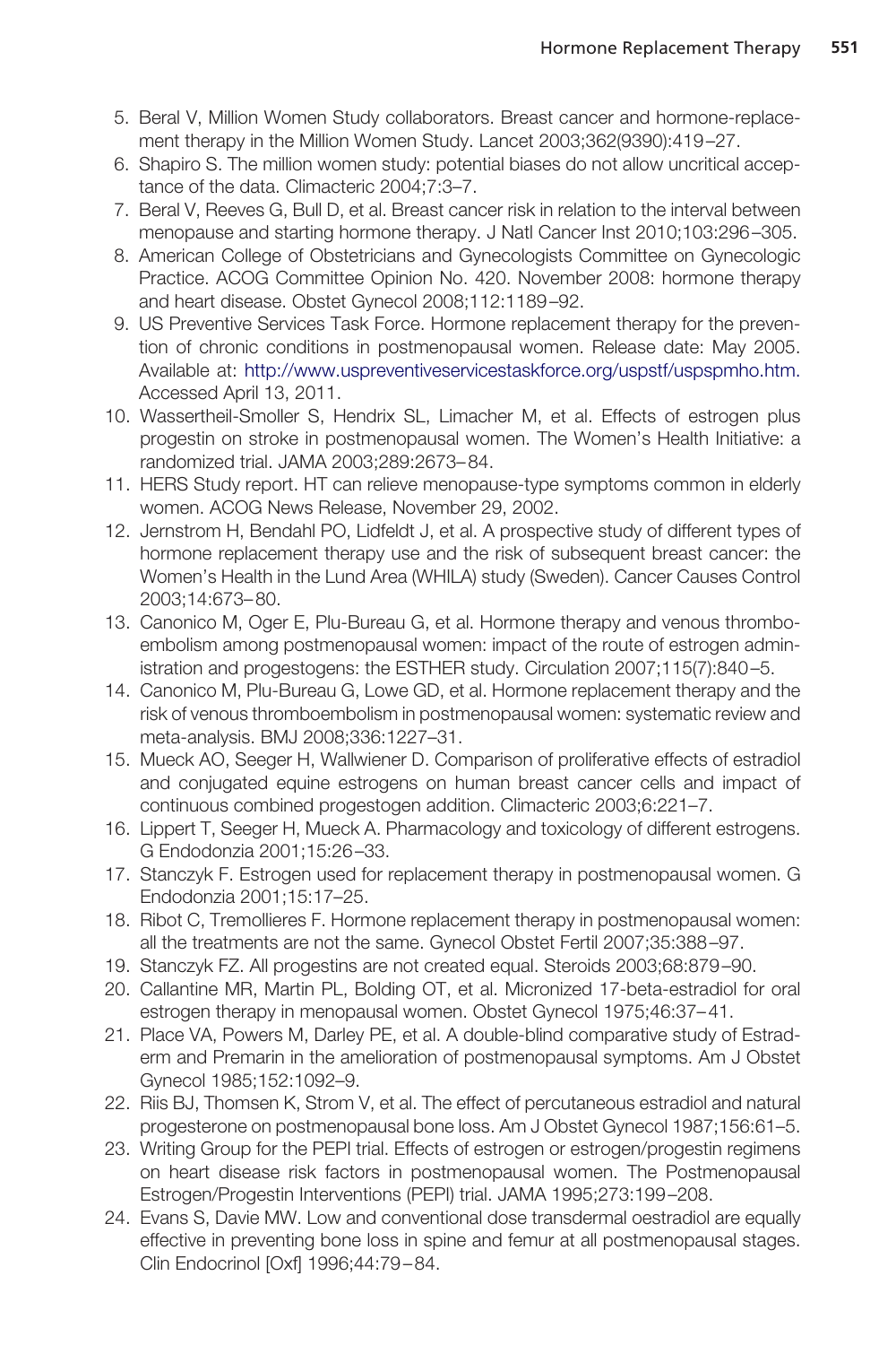5. Beral V, Million Women Study collaborators. Breast cancer and hormone-replacement therapy in the Million Women Study. Lancet 2003;362(9390):419–27.
6. Shapiro S. The million women study: potential biases do not allow uncritical acceptance of the data. Climacteric 2004;7:3–7.
7. Beral V, Reeves G, Bull D, et al. Breast cancer risk in relation to the interval between menopause and starting hormone therapy. J Natl Cancer Inst 2010;103:296–305.
8. American College of Obstetricians and Gynecologists Committee on Gynecologic Practice. ACOG Committee Opinion No. 420. November 2008: hormone therapy and heart disease. Obstet Gynecol 2008;112:1189–92.
9. US Preventive Services Task Force. Hormone replacement therapy for the prevention of chronic conditions in postmenopausal women. Release date: May 2005. Available at: http://www.uspreventiveservicestaskforce.org/uspstf/uspspmho.htm. Accessed April 13, 2011.
10. Wassertheil-Smoller S, Hendrix SL, Limacher M, et al. Effects of estrogen plus progestin on stroke in postmenopausal women. The Women's Health Initiative: a randomized trial. JAMA 2003;289:2673–84.
11. HERS Study report. HT can relieve menopause-type symptoms common in elderly women. ACOG News Release, November 29, 2002.
12. Jernstrom H, Bendahl PO, Lidfeldt J, et al. A prospective study of different types of hormone replacement therapy use and the risk of subsequent breast cancer: the Women's Health in the Lund Area (WHILA) study (Sweden). Cancer Causes Control 2003;14:673–80.
13. Canonico M, Oger E, Plu-Bureau G, et al. Hormone therapy and venous thromboembolism among postmenopausal women: impact of the route of estrogen administration and progestogens: the ESTHER study. Circulation 2007;115(7):840–5.
14. Canonico M, Plu-Bureau G, Lowe GD, et al. Hormone replacement therapy and the risk of venous thromboembolism in postmenopausal women: systematic review and meta-analysis. BMJ 2008;336:1227–31.
15. Mueck AO, Seeger H, Wallwiener D. Comparison of proliferative effects of estradiol and conjugated equine estrogens on human breast cancer cells and impact of continuous combined progestogen addition. Climacteric 2003;6:221–7.
16. Lippert T, Seeger H, Mueck A. Pharmacology and toxicology of different estrogens. G Endodonzia 2001;15:26–33.
17. Stanczyk F. Estrogen used for replacement therapy in postmenopausal women. G Endodonzia 2001;15:17–25.
18. Ribot C, Tremollieres F. Hormone replacement therapy in postmenopausal women: all the treatments are not the same. Gynecol Obstet Fertil 2007;35:388–97.
19. Stanczyk FZ. All progestins are not created equal. Steroids 2003;68:879–90.
20. Callantine MR, Martin PL, Bolding OT, et al. Micronized 17-beta-estradiol for oral estrogen therapy in menopausal women. Obstet Gynecol 1975;46:37–41.
21. Place VA, Powers M, Darley PE, et al. A double-blind comparative study of Estraderm and Premarin in the amelioration of postmenopausal symptoms. Am J Obstet Gynecol 1985;152:1092–9.
22. Riis BJ, Thomsen K, Strom V, et al. The effect of percutaneous estradiol and natural progesterone on postmenopausal bone loss. Am J Obstet Gynecol 1987;156:61–5.
23. Writing Group for the PEPI trial. Effects of estrogen or estrogen/progestin regimens on heart disease risk factors in postmenopausal women. The Postmenopausal Estrogen/Progestin Interventions (PEPI) trial. JAMA 1995;273:199–208.
24. Evans S, Davie MW. Low and conventional dose transdermal oestradiol are equally effective in preventing bone loss in spine and femur at all postmenopausal stages. Clin Endocrinol [Oxf] 1996;44:79–84.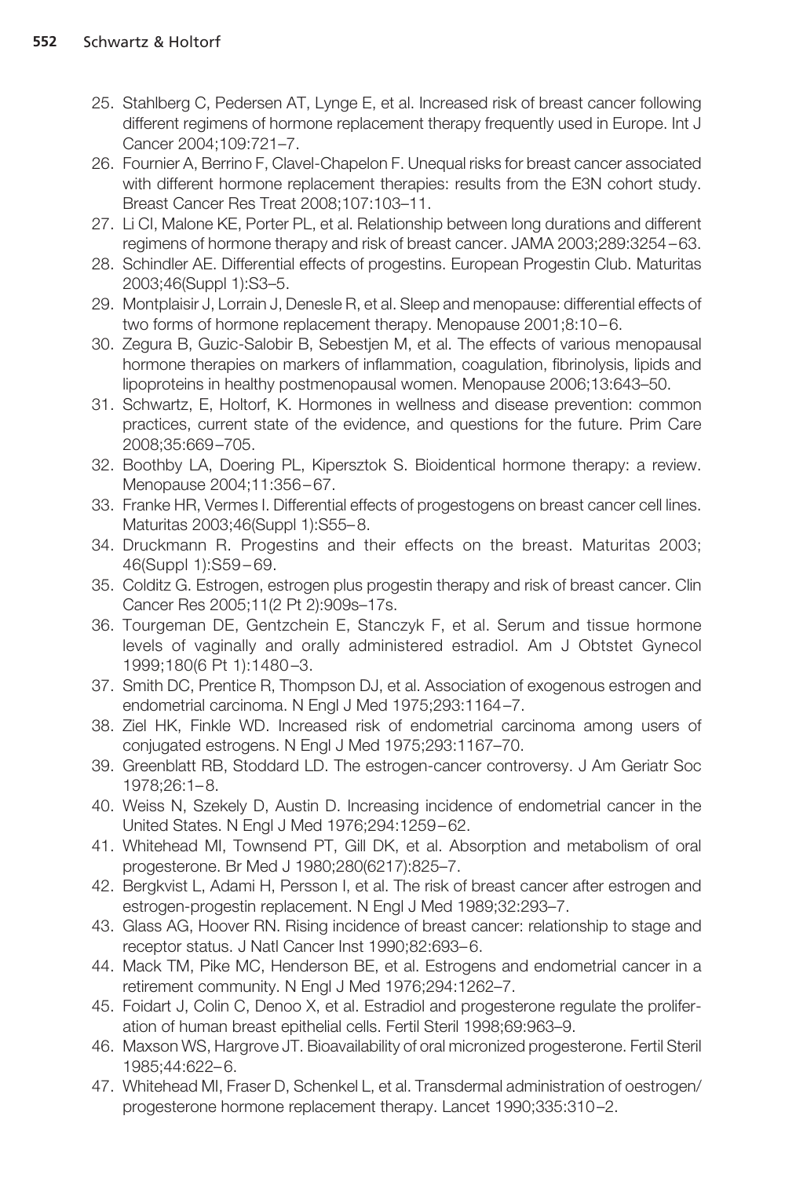25. Stahlberg C, Pedersen AT, Lynge E, et al. Increased risk of breast cancer following different regimens of hormone replacement therapy frequently used in Europe. Int J Cancer 2004;109:721–7.
26. Fournier A, Berrino F, Clavel-Chapelon F. Unequal risks for breast cancer associated with different hormone replacement therapies: results from the E3N cohort study. Breast Cancer Res Treat 2008;107:103–11.
27. Li CI, Malone KE, Porter PL, et al. Relationship between long durations and different regimens of hormone therapy and risk of breast cancer. JAMA 2003;289:3254–63.
28. Schindler AE. Differential effects of progestins. European Progestin Club. Maturitas 2003;46(Suppl 1):S3–5.
29. Montplaisir J, Lorrain J, Denesle R, et al. Sleep and menopause: differential effects of two forms of hormone replacement therapy. Menopause 2001;8:10–6.
30. Zegura B, Guzic-Salobir B, Sebestjen M, et al. The effects of various menopausal hormone therapies on markers of inflammation, coagulation, fibrinolysis, lipids and lipoproteins in healthy postmenopausal women. Menopause 2006;13:643–50.
31. Schwartz, E, Holtorf, K. Hormones in wellness and disease prevention: common practices, current state of the evidence, and questions for the future. Prim Care 2008;35:669–705.
32. Boothby LA, Doering PL, Kipersztok S. Bioidentical hormone therapy: a review. Menopause 2004;11:356–67.
33. Franke HR, Vermes I. Differential effects of progestogens on breast cancer cell lines. Maturitas 2003;46(Suppl 1):S55–8.
34. Druckmann R. Progestins and their effects on the breast. Maturitas 2003; 46(Suppl 1):S59–69.
35. Colditz G. Estrogen, estrogen plus progestin therapy and risk of breast cancer. Clin Cancer Res 2005;11(2 Pt 2):909s–17s.
36. Tourgeman DE, Gentzchein E, Stanczyk F, et al. Serum and tissue hormone levels of vaginally and orally administered estradiol. Am J Obtstet Gynecol 1999;180(6 Pt 1):1480–3.
37. Smith DC, Prentice R, Thompson DJ, et al. Association of exogenous estrogen and endometrial carcinoma. N Engl J Med 1975;293:1164–7.
38. Ziel HK, Finkle WD. Increased risk of endometrial carcinoma among users of conjugated estrogens. N Engl J Med 1975;293:1167–70.
39. Greenblatt RB, Stoddard LD. The estrogen-cancer controversy. J Am Geriatr Soc 1978;26:1–8.
40. Weiss N, Szekely D, Austin D. Increasing incidence of endometrial cancer in the United States. N Engl J Med 1976;294:1259–62.
41. Whitehead MI, Townsend PT, Gill DK, et al. Absorption and metabolism of oral progesterone. Br Med J 1980;280(6217):825–7.
42. Bergkvist L, Adami H, Persson I, et al. The risk of breast cancer after estrogen and estrogen-progestin replacement. N Engl J Med 1989;32:293–7.
43. Glass AG, Hoover RN. Rising incidence of breast cancer: relationship to stage and receptor status. J Natl Cancer Inst 1990;82:693–6.
44. Mack TM, Pike MC, Henderson BE, et al. Estrogens and endometrial cancer in a retirement community. N Engl J Med 1976;294:1262–7.
45. Foidart J, Colin C, Denoo X, et al. Estradiol and progesterone regulate the proliferation of human breast epithelial cells. Fertil Steril 1998;69:963–9.
46. Maxson WS, Hargrove JT. Bioavailability of oral micronized progesterone. Fertil Steril 1985;44:622–6.
47. Whitehead MI, Fraser D, Schenkel L, et al. Transdermal administration of oestrogen/progesterone hormone replacement therapy. Lancet 1990;335:310–2.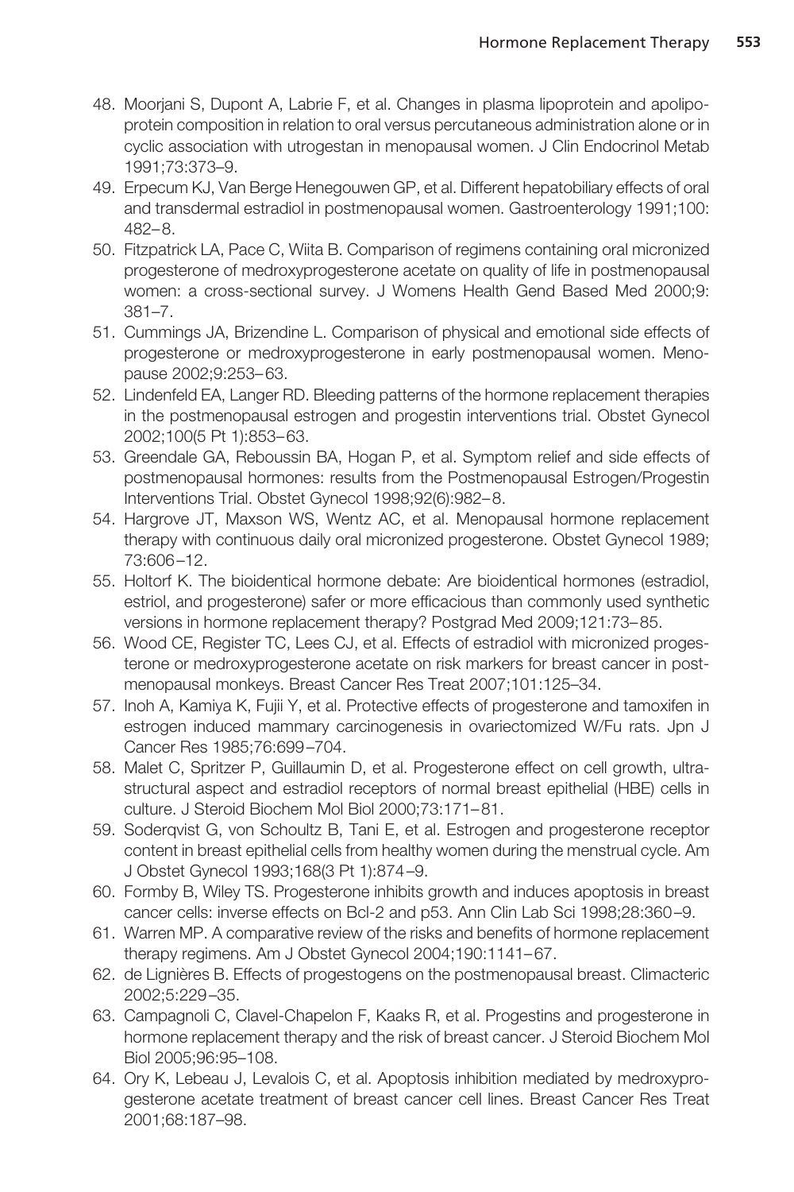48. Moorjani S, Dupont A, Labrie F, et al. Changes in plasma lipoprotein and apolipoprotein composition in relation to oral versus percutaneous administration alone or in cyclic association with utrogestan in menopausal women. J Clin Endocrinol Metab 1991;73:373–9.
49. Erpecum KJ, Van Berge Henegouwen GP, et al. Different hepatobiliary effects of oral and transdermal estradiol in postmenopausal women. Gastroenterology 1991;100: 482–8.
50. Fitzpatrick LA, Pace C, Wiita B. Comparison of regimens containing oral micronized progesterone of medroxyprogesterone acetate on quality of life in postmenopausal women: a cross-sectional survey. J Womens Health Gend Based Med 2000;9: 381–7.
51. Cummings JA, Brizendine L. Comparison of physical and emotional side effects of progesterone or medroxyprogesterone in early postmenopausal women. Menopause 2002;9:253–63.
52. Lindenfeld EA, Langer RD. Bleeding patterns of the hormone replacement therapies in the postmenopausal estrogen and progestin interventions trial. Obstet Gynecol 2002;100(5 Pt 1):853–63.
53. Greendale GA, Reboussin BA, Hogan P, et al. Symptom relief and side effects of postmenopausal hormones: results from the Postmenopausal Estrogen/Progestin Interventions Trial. Obstet Gynecol 1998;92(6):982–8.
54. Hargrove JT, Maxson WS, Wentz AC, et al. Menopausal hormone replacement therapy with continuous daily oral micronized progesterone. Obstet Gynecol 1989; 73:606–12.
55. Holtorf K. The bioidentical hormone debate: Are bioidentical hormones (estradiol, estriol, and progesterone) safer or more efficacious than commonly used synthetic versions in hormone replacement therapy? Postgrad Med 2009;121:73–85.
56. Wood CE, Register TC, Lees CJ, et al. Effects of estradiol with micronized progesterone or medroxyprogesterone acetate on risk markers for breast cancer in postmenopausal monkeys. Breast Cancer Res Treat 2007;101:125–34.
57. Inoh A, Kamiya K, Fujii Y, et al. Protective effects of progesterone and tamoxifen in estrogen induced mammary carcinogenesis in ovariectomized W/Fu rats. Jpn J Cancer Res 1985;76:699–704.
58. Malet C, Spritzer P, Guillaumin D, et al. Progesterone effect on cell growth, ultrastructural aspect and estradiol receptors of normal breast epithelial (HBE) cells in culture. J Steroid Biochem Mol Biol 2000;73:171–81.
59. Soderqvist G, von Schoultz B, Tani E, et al. Estrogen and progesterone receptor content in breast epithelial cells from healthy women during the menstrual cycle. Am J Obstet Gynecol 1993;168(3 Pt 1):874–9.
60. Formby B, Wiley TS. Progesterone inhibits growth and induces apoptosis in breast cancer cells: inverse effects on Bcl-2 and p53. Ann Clin Lab Sci 1998;28:360–9.
61. Warren MP. A comparative review of the risks and benefits of hormone replacement therapy regimens. Am J Obstet Gynecol 2004;190:1141–67.
62. de Lignières B. Effects of progestogens on the postmenopausal breast. Climacteric 2002;5:229–35.
63. Campagnoli C, Clavel-Chapelon F, Kaaks R, et al. Progestins and progesterone in hormone replacement therapy and the risk of breast cancer. J Steroid Biochem Mol Biol 2005;96:95–108.
64. Ory K, Lebeau J, Levalois C, et al. Apoptosis inhibition mediated by medroxyprogesterone acetate treatment of breast cancer cell lines. Breast Cancer Res Treat 2001;68:187–98.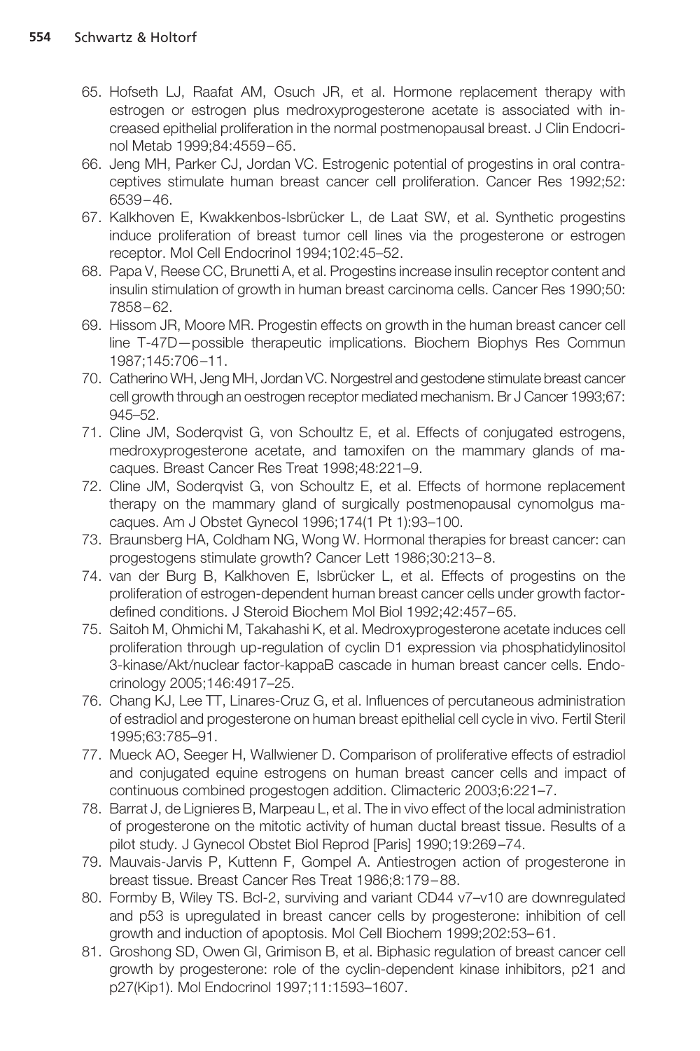65. Hofseth LJ, Raafat AM, Osuch JR, et al. Hormone replacement therapy with estrogen or estrogen plus medroxyprogesterone acetate is associated with increased epithelial proliferation in the normal postmenopausal breast. J Clin Endocrinol Metab 1999;84:4559–65.
66. Jeng MH, Parker CJ, Jordan VC. Estrogenic potential of progestins in oral contraceptives stimulate human breast cancer cell proliferation. Cancer Res 1992;52: 6539–46.
67. Kalkhoven E, Kwakkenbos-Isbrücker L, de Laat SW, et al. Synthetic progestins induce proliferation of breast tumor cell lines via the progesterone or estrogen receptor. Mol Cell Endocrinol 1994;102:45–52.
68. Papa V, Reese CC, Brunetti A, et al. Progestins increase insulin receptor content and insulin stimulation of growth in human breast carcinoma cells. Cancer Res 1990;50: 7858–62.
69. Hissom JR, Moore MR. Progestin effects on growth in the human breast cancer cell line T-47D—possible therapeutic implications. Biochem Biophys Res Commun 1987;145:706–11.
70. Catherino WH, Jeng MH, Jordan VC. Norgestrel and gestodene stimulate breast cancer cell growth through an oestrogen receptor mediated mechanism. Br J Cancer 1993;67: 945–52.
71. Cline JM, Soderqvist G, von Schoultz E, et al. Effects of conjugated estrogens, medroxyprogesterone acetate, and tamoxifen on the mammary glands of macaques. Breast Cancer Res Treat 1998;48:221–9.
72. Cline JM, Soderqvist G, von Schoultz E, et al. Effects of hormone replacement therapy on the mammary gland of surgically postmenopausal cynomolgus macaques. Am J Obstet Gynecol 1996;174(1 Pt 1):93–100.
73. Braunsberg HA, Coldham NG, Wong W. Hormonal therapies for breast cancer: can progestogens stimulate growth? Cancer Lett 1986;30:213–8.
74. van der Burg B, Kalkhoven E, Isbrücker L, et al. Effects of progestins on the proliferation of estrogen-dependent human breast cancer cells under growth factor-defined conditions. J Steroid Biochem Mol Biol 1992;42:457–65.
75. Saitoh M, Ohmichi M, Takahashi K, et al. Medroxyprogesterone acetate induces cell proliferation through up-regulation of cyclin D1 expression via phosphatidylinositol 3-kinase/Akt/nuclear factor-kappaB cascade in human breast cancer cells. Endocrinology 2005;146:4917–25.
76. Chang KJ, Lee TT, Linares-Cruz G, et al. Influences of percutaneous administration of estradiol and progesterone on human breast epithelial cell cycle in vivo. Fertil Steril 1995;63:785–91.
77. Mueck AO, Seeger H, Wallwiener D. Comparison of proliferative effects of estradiol and conjugated equine estrogens on human breast cancer cells and impact of continuous combined progestogen addition. Climacteric 2003;6:221–7.
78. Barrat J, de Lignieres B, Marpeau L, et al. The in vivo effect of the local administration of progesterone on the mitotic activity of human ductal breast tissue. Results of a pilot study. J Gynecol Obstet Biol Reprod [Paris] 1990;19:269–74.
79. Mauvais-Jarvis P, Kuttenn F, Gompel A. Antiestrogen action of progesterone in breast tissue. Breast Cancer Res Treat 1986;8:179–88.
80. Formby B, Wiley TS. Bcl-2, surviving and variant CD44 v7–v10 are downregulated and p53 is upregulated in breast cancer cells by progesterone: inhibition of cell growth and induction of apoptosis. Mol Cell Biochem 1999;202:53–61.
81. Groshong SD, Owen GI, Grimison B, et al. Biphasic regulation of breast cancer cell growth by progesterone: role of the cyclin-dependent kinase inhibitors, p21 and p27(Kip1). Mol Endocrinol 1997;11:1593–1607.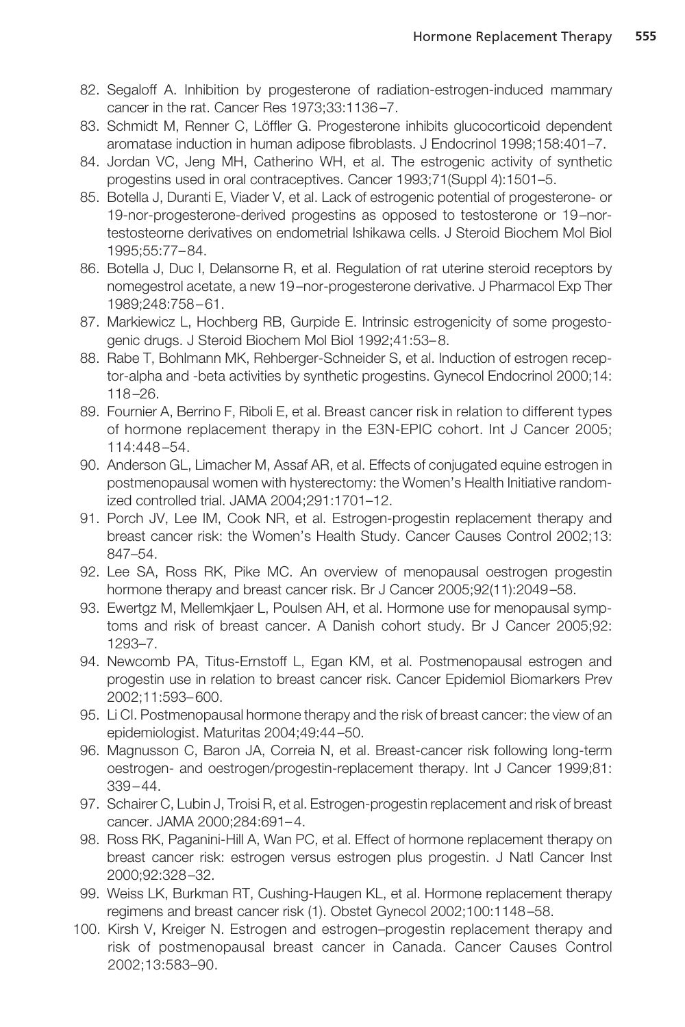82. Segaloff A. Inhibition by progesterone of radiation-estrogen-induced mammary cancer in the rat. Cancer Res 1973;33:1136–7.
83. Schmidt M, Renner C, Löffler G. Progesterone inhibits glucocorticoid dependent aromatase induction in human adipose fibroblasts. J Endocrinol 1998;158:401–7.
84. Jordan VC, Jeng MH, Catherino WH, et al. The estrogenic activity of synthetic progestins used in oral contraceptives. Cancer 1993;71(Suppl 4):1501–5.
85. Botella J, Duranti E, Viader V, et al. Lack of estrogenic potential of progesterone- or 19-nor-progesterone-derived progestins as opposed to testosterone or 19–nor-testosteorne derivatives on endometrial Ishikawa cells. J Steroid Biochem Mol Biol 1995;55:77–84.
86. Botella J, Duc I, Delansorne R, et al. Regulation of rat uterine steroid receptors by nomegestrol acetate, a new 19–nor-progesterone derivative. J Pharmacol Exp Ther 1989;248:758–61.
87. Markiewicz L, Hochberg RB, Gurpide E. Intrinsic estrogenicity of some progestogenic drugs. J Steroid Biochem Mol Biol 1992;41:53–8.
88. Rabe T, Bohlmann MK, Rehberger-Schneider S, et al. Induction of estrogen receptor-alpha and -beta activities by synthetic progestins. Gynecol Endocrinol 2000;14: 118–26.
89. Fournier A, Berrino F, Riboli E, et al. Breast cancer risk in relation to different types of hormone replacement therapy in the E3N-EPIC cohort. Int J Cancer 2005; 114:448–54.
90. Anderson GL, Limacher M, Assaf AR, et al. Effects of conjugated equine estrogen in postmenopausal women with hysterectomy: the Women's Health Initiative randomized controlled trial. JAMA 2004;291:1701–12.
91. Porch JV, Lee IM, Cook NR, et al. Estrogen-progestin replacement therapy and breast cancer risk: the Women's Health Study. Cancer Causes Control 2002;13: 847–54.
92. Lee SA, Ross RK, Pike MC. An overview of menopausal oestrogen progestin hormone therapy and breast cancer risk. Br J Cancer 2005;92(11):2049–58.
93. Ewertgz M, Mellemkjaer L, Poulsen AH, et al. Hormone use for menopausal symptoms and risk of breast cancer. A Danish cohort study. Br J Cancer 2005;92: 1293–7.
94. Newcomb PA, Titus-Ernstoff L, Egan KM, et al. Postmenopausal estrogen and progestin use in relation to breast cancer risk. Cancer Epidemiol Biomarkers Prev 2002;11:593–600.
95. Li CI. Postmenopausal hormone therapy and the risk of breast cancer: the view of an epidemiologist. Maturitas 2004;49:44–50.
96. Magnusson C, Baron JA, Correia N, et al. Breast-cancer risk following long-term oestrogen- and oestrogen/progestin-replacement therapy. Int J Cancer 1999;81: 339–44.
97. Schairer C, Lubin J, Troisi R, et al. Estrogen-progestin replacement and risk of breast cancer. JAMA 2000;284:691–4.
98. Ross RK, Paganini-Hill A, Wan PC, et al. Effect of hormone replacement therapy on breast cancer risk: estrogen versus estrogen plus progestin. J Natl Cancer Inst 2000;92:328–32.
99. Weiss LK, Burkman RT, Cushing-Haugen KL, et al. Hormone replacement therapy regimens and breast cancer risk (1). Obstet Gynecol 2002;100:1148–58.
100. Kirsh V, Kreiger N. Estrogen and estrogen–progestin replacement therapy and risk of postmenopausal breast cancer in Canada. Cancer Causes Control 2002;13:583–90.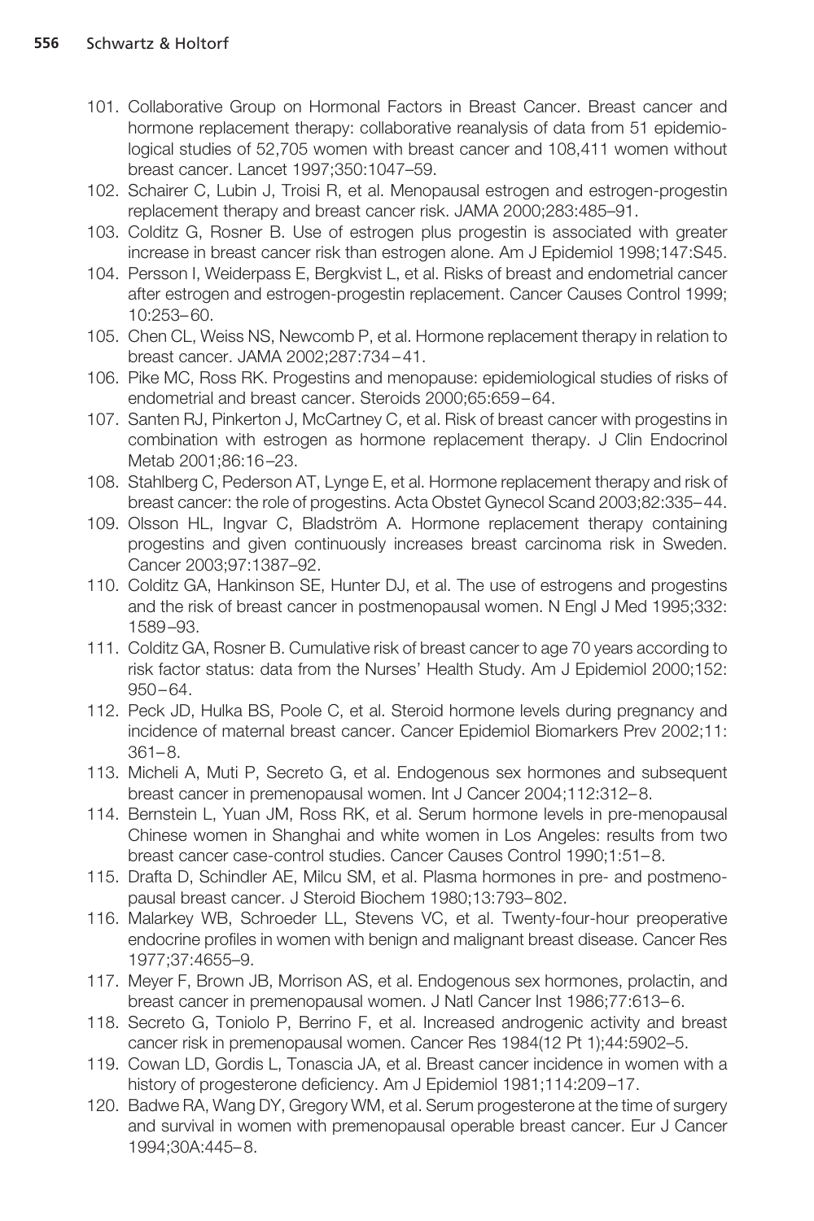101. Collaborative Group on Hormonal Factors in Breast Cancer. Breast cancer and hormone replacement therapy: collaborative reanalysis of data from 51 epidemiological studies of 52,705 women with breast cancer and 108,411 women without breast cancer. Lancet 1997;350:1047–59.
102. Schairer C, Lubin J, Troisi R, et al. Menopausal estrogen and estrogen-progestin replacement therapy and breast cancer risk. JAMA 2000;283:485–91.
103. Colditz G, Rosner B. Use of estrogen plus progestin is associated with greater increase in breast cancer risk than estrogen alone. Am J Epidemiol 1998;147:S45.
104. Persson I, Weiderpass E, Bergkvist L, et al. Risks of breast and endometrial cancer after estrogen and estrogen-progestin replacement. Cancer Causes Control 1999; 10:253–60.
105. Chen CL, Weiss NS, Newcomb P, et al. Hormone replacement therapy in relation to breast cancer. JAMA 2002;287:734–41.
106. Pike MC, Ross RK. Progestins and menopause: epidemiological studies of risks of endometrial and breast cancer. Steroids 2000;65:659–64.
107. Santen RJ, Pinkerton J, McCartney C, et al. Risk of breast cancer with progestins in combination with estrogen as hormone replacement therapy. J Clin Endocrinol Metab 2001;86:16–23.
108. Stahlberg C, Pederson AT, Lynge E, et al. Hormone replacement therapy and risk of breast cancer: the role of progestins. Acta Obstet Gynecol Scand 2003;82:335–44.
109. Olsson HL, Ingvar C, Bladström A. Hormone replacement therapy containing progestins and given continuously increases breast carcinoma risk in Sweden. Cancer 2003;97:1387–92.
110. Colditz GA, Hankinson SE, Hunter DJ, et al. The use of estrogens and progestins and the risk of breast cancer in postmenopausal women. N Engl J Med 1995;332: 1589–93.
111. Colditz GA, Rosner B. Cumulative risk of breast cancer to age 70 years according to risk factor status: data from the Nurses' Health Study. Am J Epidemiol 2000;152: 950–64.
112. Peck JD, Hulka BS, Poole C, et al. Steroid hormone levels during pregnancy and incidence of maternal breast cancer. Cancer Epidemiol Biomarkers Prev 2002;11: 361–8.
113. Micheli A, Muti P, Secreto G, et al. Endogenous sex hormones and subsequent breast cancer in premenopausal women. Int J Cancer 2004;112:312–8.
114. Bernstein L, Yuan JM, Ross RK, et al. Serum hormone levels in pre-menopausal Chinese women in Shanghai and white women in Los Angeles: results from two breast cancer case-control studies. Cancer Causes Control 1990;1:51–8.
115. Drafta D, Schindler AE, Milcu SM, et al. Plasma hormones in pre- and postmenopausal breast cancer. J Steroid Biochem 1980;13:793–802.
116. Malarkey WB, Schroeder LL, Stevens VC, et al. Twenty-four-hour preoperative endocrine profiles in women with benign and malignant breast disease. Cancer Res 1977;37:4655–9.
117. Meyer F, Brown JB, Morrison AS, et al. Endogenous sex hormones, prolactin, and breast cancer in premenopausal women. J Natl Cancer Inst 1986;77:613–6.
118. Secreto G, Toniolo P, Berrino F, et al. Increased androgenic activity and breast cancer risk in premenopausal women. Cancer Res 1984(12 Pt 1);44:5902–5.
119. Cowan LD, Gordis L, Tonascia JA, et al. Breast cancer incidence in women with a history of progesterone deficiency. Am J Epidemiol 1981;114:209–17.
120. Badwe RA, Wang DY, Gregory WM, et al. Serum progesterone at the time of surgery and survival in women with premenopausal operable breast cancer. Eur J Cancer 1994;30A:445–8.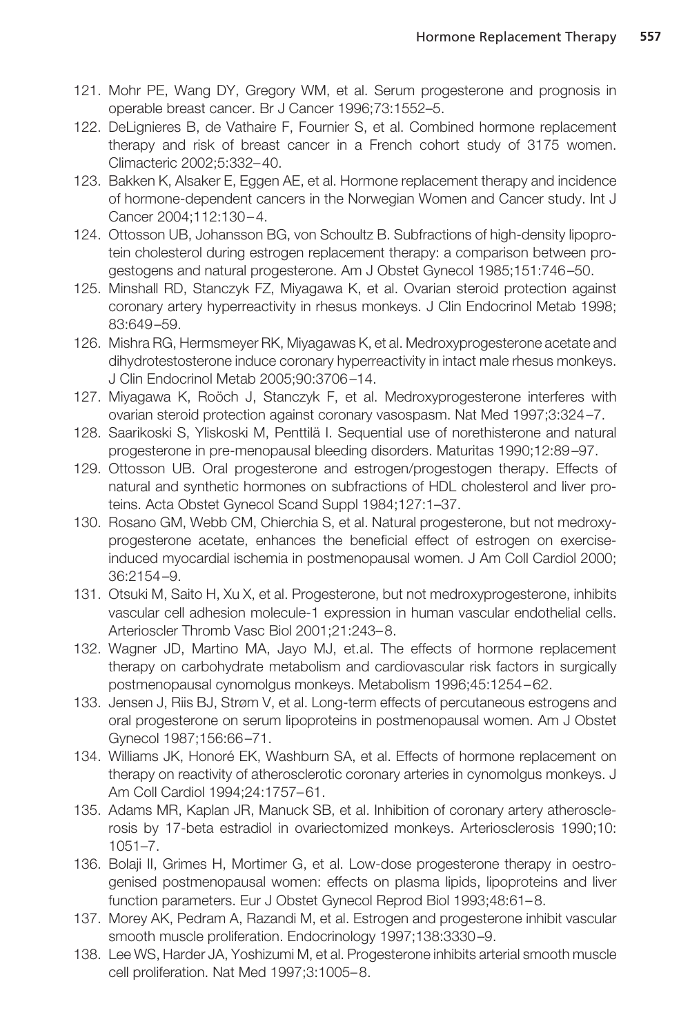121. Mohr PE, Wang DY, Gregory WM, et al. Serum progesterone and prognosis in operable breast cancer. Br J Cancer 1996;73:1552–5.
122. DeLignieres B, de Vathaire F, Fournier S, et al. Combined hormone replacement therapy and risk of breast cancer in a French cohort study of 3175 women. Climacteric 2002;5:332–40.
123. Bakken K, Alsaker E, Eggen AE, et al. Hormone replacement therapy and incidence of hormone-dependent cancers in the Norwegian Women and Cancer study. Int J Cancer 2004;112:130–4.
124. Ottosson UB, Johansson BG, von Schoultz B. Subfractions of high-density lipoprotein cholesterol during estrogen replacement therapy: a comparison between progestogens and natural progesterone. Am J Obstet Gynecol 1985;151:746–50.
125. Minshall RD, Stanczyk FZ, Miyagawa K, et al. Ovarian steroid protection against coronary artery hyperreactivity in rhesus monkeys. J Clin Endocrinol Metab 1998; 83:649–59.
126. Mishra RG, Hermsmeyer RK, Miyagawas K, et al. Medroxyprogesterone acetate and dihydrotestosterone induce coronary hyperreactivity in intact male rhesus monkeys. J Clin Endocrinol Metab 2005;90:3706–14.
127. Miyagawa K, Roöch J, Stanczyk F, et al. Medroxyprogesterone interferes with ovarian steroid protection against coronary vasospasm. Nat Med 1997;3:324–7.
128. Saarikoski S, Yliskoski M, Penttilä I. Sequential use of norethisterone and natural progesterone in pre-menopausal bleeding disorders. Maturitas 1990;12:89–97.
129. Ottosson UB. Oral progesterone and estrogen/progestogen therapy. Effects of natural and synthetic hormones on subfractions of HDL cholesterol and liver proteins. Acta Obstet Gynecol Scand Suppl 1984;127:1–37.
130. Rosano GM, Webb CM, Chierchia S, et al. Natural progesterone, but not medroxyprogesterone acetate, enhances the beneficial effect of estrogen on exercise-induced myocardial ischemia in postmenopausal women. J Am Coll Cardiol 2000; 36:2154–9.
131. Otsuki M, Saito H, Xu X, et al. Progesterone, but not medroxyprogesterone, inhibits vascular cell adhesion molecule-1 expression in human vascular endothelial cells. Arterioscler Thromb Vasc Biol 2001;21:243–8.
132. Wagner JD, Martino MA, Jayo MJ, et.al. The effects of hormone replacement therapy on carbohydrate metabolism and cardiovascular risk factors in surgically postmenopausal cynomolgus monkeys. Metabolism 1996;45:1254–62.
133. Jensen J, Riis BJ, Strøm V, et al. Long-term effects of percutaneous estrogens and oral progesterone on serum lipoproteins in postmenopausal women. Am J Obstet Gynecol 1987;156:66–71.
134. Williams JK, Honoré EK, Washburn SA, et al. Effects of hormone replacement on therapy on reactivity of atherosclerotic coronary arteries in cynomolgus monkeys. J Am Coll Cardiol 1994;24:1757–61.
135. Adams MR, Kaplan JR, Manuck SB, et al. Inhibition of coronary artery atherosclerosis by 17-beta estradiol in ovariectomized monkeys. Arteriosclerosis 1990;10: 1051–7.
136. Bolaji II, Grimes H, Mortimer G, et al. Low-dose progesterone therapy in oestrogenised postmenopausal women: effects on plasma lipids, lipoproteins and liver function parameters. Eur J Obstet Gynecol Reprod Biol 1993;48:61–8.
137. Morey AK, Pedram A, Razandi M, et al. Estrogen and progesterone inhibit vascular smooth muscle proliferation. Endocrinology 1997;138:3330–9.
138. Lee WS, Harder JA, Yoshizumi M, et al. Progesterone inhibits arterial smooth muscle cell proliferation. Nat Med 1997;3:1005–8.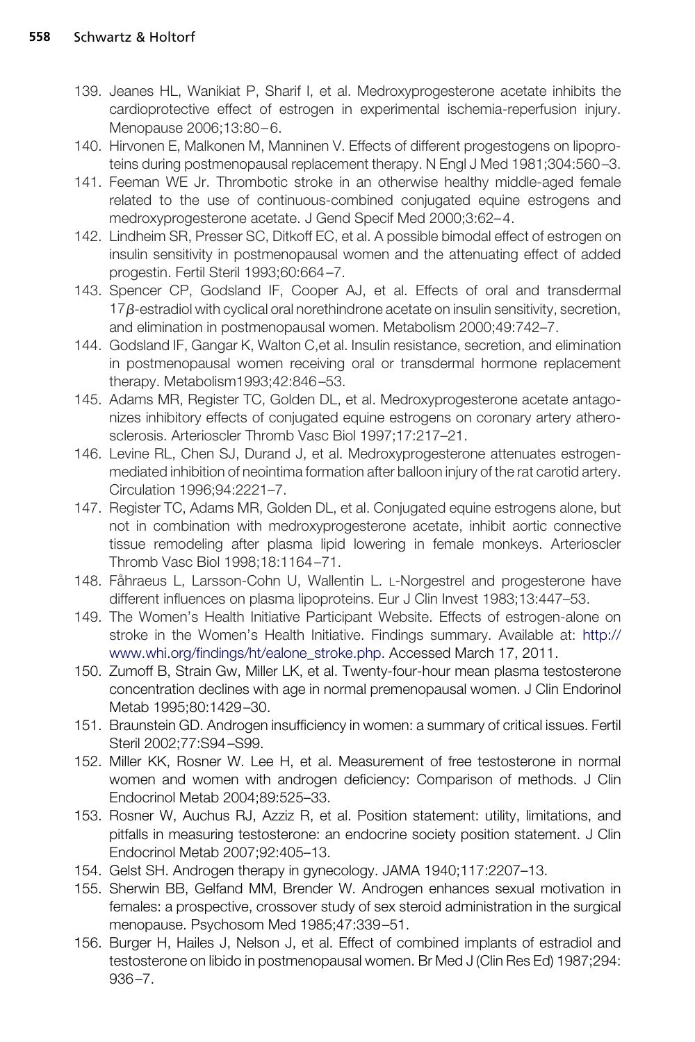139. Jeanes HL, Wanikiat P, Sharif I, et al. Medroxyprogesterone acetate inhibits the cardioprotective effect of estrogen in experimental ischemia-reperfusion injury. Menopause 2006;13:80–6.
140. Hirvonen E, Malkonen M, Manninen V. Effects of different progestogens on lipoproteins during postmenopausal replacement therapy. N Engl J Med 1981;304:560–3.
141. Feeman WE Jr. Thrombotic stroke in an otherwise healthy middle-aged female related to the use of continuous-combined conjugated equine estrogens and medroxyprogesterone acetate. J Gend Specif Med 2000;3:62–4.
142. Lindheim SR, Presser SC, Ditkoff EC, et al. A possible bimodal effect of estrogen on insulin sensitivity in postmenopausal women and the attenuating effect of added progestin. Fertil Steril 1993;60:664–7.
143. Spencer CP, Godsland IF, Cooper AJ, et al. Effects of oral and transdermal 17$\beta$-estradiol with cyclical oral norethindrone acetate on insulin sensitivity, secretion, and elimination in postmenopausal women. Metabolism 2000;49:742–7.
144. Godsland IF, Gangar K, Walton C,et al. Insulin resistance, secretion, and elimination in postmenopausal women receiving oral or transdermal hormone replacement therapy. Metabolism1993;42:846–53.
145. Adams MR, Register TC, Golden DL, et al. Medroxyprogesterone acetate antagonizes inhibitory effects of conjugated equine estrogens on coronary artery atherosclerosis. Arterioscler Thromb Vasc Biol 1997;17:217–21.
146. Levine RL, Chen SJ, Durand J, et al. Medroxyprogesterone attenuates estrogen-mediated inhibition of neointima formation after balloon injury of the rat carotid artery. Circulation 1996;94:2221–7.
147. Register TC, Adams MR, Golden DL, et al. Conjugated equine estrogens alone, but not in combination with medroxyprogesterone acetate, inhibit aortic connective tissue remodeling after plasma lipid lowering in female monkeys. Arterioscler Thromb Vasc Biol 1998;18:1164–71.
148. Fåhraeus L, Larsson-Cohn U, Wallentin L. L-Norgestrel and progesterone have different influences on plasma lipoproteins. Eur J Clin Invest 1983;13:447–53.
149. The Women's Health Initiative Participant Website. Effects of estrogen-alone on stroke in the Women's Health Initiative. Findings summary. Available at: http://www.whi.org/findings/ht/ealone_stroke.php. Accessed March 17, 2011.
150. Zumoff B, Strain Gw, Miller LK, et al. Twenty-four-hour mean plasma testosterone concentration declines with age in normal premenopausal women. J Clin Endorinol Metab 1995;80:1429–30.
151. Braunstein GD. Androgen insufficiency in women: a summary of critical issues. Fertil Steril 2002;77:S94–S99.
152. Miller KK, Rosner W. Lee H, et al. Measurement of free testosterone in normal women and women with androgen deficiency: Comparison of methods. J Clin Endocrinol Metab 2004;89:525–33.
153. Rosner W, Auchus RJ, Azziz R, et al. Position statement: utility, limitations, and pitfalls in measuring testosterone: an endocrine society position statement. J Clin Endocrinol Metab 2007;92:405–13.
154. Gelst SH. Androgen therapy in gynecology. JAMA 1940;117:2207–13.
155. Sherwin BB, Gelfand MM, Brender W. Androgen enhances sexual motivation in females: a prospective, crossover study of sex steroid administration in the surgical menopause. Psychosom Med 1985;47:339–51.
156. Burger H, Hailes J, Nelson J, et al. Effect of combined implants of estradiol and testosterone on libido in postmenopausal women. Br Med J (Clin Res Ed) 1987;294: 936–7.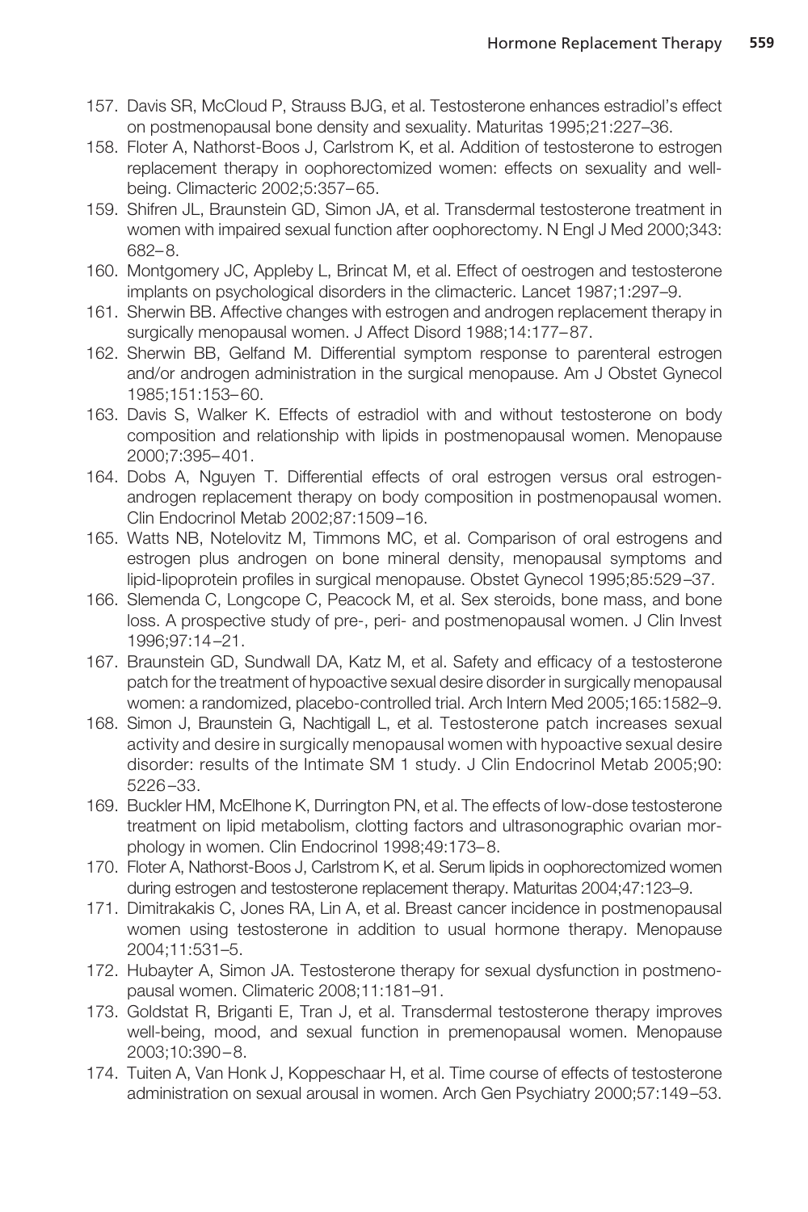157. Davis SR, McCloud P, Strauss BJG, et al. Testosterone enhances estradiol's effect on postmenopausal bone density and sexuality. Maturitas 1995;21:227–36.
158. Floter A, Nathorst-Boos J, Carlstrom K, et al. Addition of testosterone to estrogen replacement therapy in oophorectomized women: effects on sexuality and well-being. Climacteric 2002;5:357–65.
159. Shifren JL, Braunstein GD, Simon JA, et al. Transdermal testosterone treatment in women with impaired sexual function after oophorectomy. N Engl J Med 2000;343: 682–8.
160. Montgomery JC, Appleby L, Brincat M, et al. Effect of oestrogen and testosterone implants on psychological disorders in the climacteric. Lancet 1987;1:297–9.
161. Sherwin BB. Affective changes with estrogen and androgen replacement therapy in surgically menopausal women. J Affect Disord 1988;14:177–87.
162. Sherwin BB, Gelfand M. Differential symptom response to parenteral estrogen and/or androgen administration in the surgical menopause. Am J Obstet Gynecol 1985;151:153–60.
163. Davis S, Walker K. Effects of estradiol with and without testosterone on body composition and relationship with lipids in postmenopausal women. Menopause 2000;7:395–401.
164. Dobs A, Nguyen T. Differential effects of oral estrogen versus oral estrogen-androgen replacement therapy on body composition in postmenopausal women. Clin Endocrinol Metab 2002;87:1509–16.
165. Watts NB, Notelovitz M, Timmons MC, et al. Comparison of oral estrogens and estrogen plus androgen on bone mineral density, menopausal symptoms and lipid-lipoprotein profiles in surgical menopause. Obstet Gynecol 1995;85:529–37.
166. Slemenda C, Longcope C, Peacock M, et al. Sex steroids, bone mass, and bone loss. A prospective study of pre-, peri- and postmenopausal women. J Clin Invest 1996;97:14–21.
167. Braunstein GD, Sundwall DA, Katz M, et al. Safety and efficacy of a testosterone patch for the treatment of hypoactive sexual desire disorder in surgically menopausal women: a randomized, placebo-controlled trial. Arch Intern Med 2005;165:1582–9.
168. Simon J, Braunstein G, Nachtigall L, et al. Testosterone patch increases sexual activity and desire in surgically menopausal women with hypoactive sexual desire disorder: results of the Intimate SM 1 study. J Clin Endocrinol Metab 2005;90: 5226–33.
169. Buckler HM, McElhone K, Durrington PN, et al. The effects of low-dose testosterone treatment on lipid metabolism, clotting factors and ultrasonographic ovarian morphology in women. Clin Endocrinol 1998;49:173–8.
170. Floter A, Nathorst-Boos J, Carlstrom K, et al. Serum lipids in oophorectomized women during estrogen and testosterone replacement therapy. Maturitas 2004;47:123–9.
171. Dimitrakakis C, Jones RA, Lin A, et al. Breast cancer incidence in postmenopausal women using testosterone in addition to usual hormone therapy. Menopause 2004;11:531–5.
172. Hubayter A, Simon JA. Testosterone therapy for sexual dysfunction in postmenopausal women. Climateric 2008;11:181–91.
173. Goldstat R, Briganti E, Tran J, et al. Transdermal testosterone therapy improves well-being, mood, and sexual function in premenopausal women. Menopause 2003;10:390–8.
174. Tuiten A, Van Honk J, Koppeschaar H, et al. Time course of effects of testosterone administration on sexual arousal in women. Arch Gen Psychiatry 2000;57:149–53.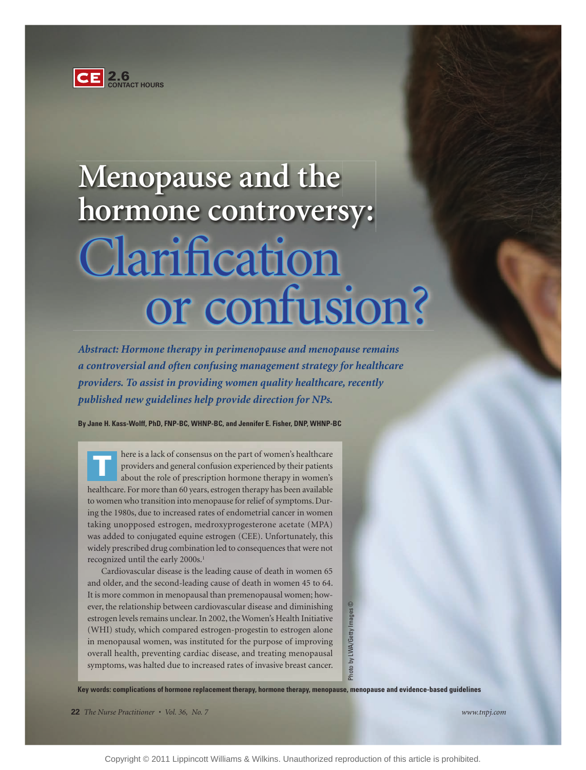CE 2.6 CONTACT HOURS

# Menopause and the hormone controversy: Clarification or confusion?

*Abstract: Hormone therapy in perimenopause and menopause remains a controversial and often confusing management strategy for healthcare providers. To assist in providing women quality healthcare, recently published new guidelines help provide direction for NPs.*

**By Jane H. Kass-Wolff, PhD, FNP-BC, WHNP-BC, and Jennifer E. Fisher, DNP, WHNP-BC**

There is a lack of consensus on the part of women's healthcare providers and general confusion experienced by their patients about the role of prescription hormone therapy in women's healthcare. For more than 60 years, estrogen therapy has been available to women who transition into menopause for relief of symptoms. During the 1980s, due to increased rates of endometrial cancer in women taking unopposed estrogen, medroxyprogesterone acetate (MPA) was added to conjugated equine estrogen (CEE). Unfortunately, this widely prescribed drug combination led to consequences that were not recognized until the early 2000s.[1]

Cardiovascular disease is the leading cause of death in women 65 and older, and the second-leading cause of death in women 45 to 64. It is more common in menopausal than premenopausal women; however, the relationship between cardiovascular disease and diminishing estrogen levels remains unclear. In 2002, the Women's Health Initiative (WHI) study, which compared estrogen-progestin to estrogen alone in menopausal women, was instituted for the purpose of improving overall health, preventing cardiac disease, and treating menopausal symptoms, was halted due to increased rates of invasive breast cancer.

Photo by LWA/Getty Images ©

**Key words: complications of hormone replacement therapy, hormone therapy, menopause, menopause and evidence-based guidelines**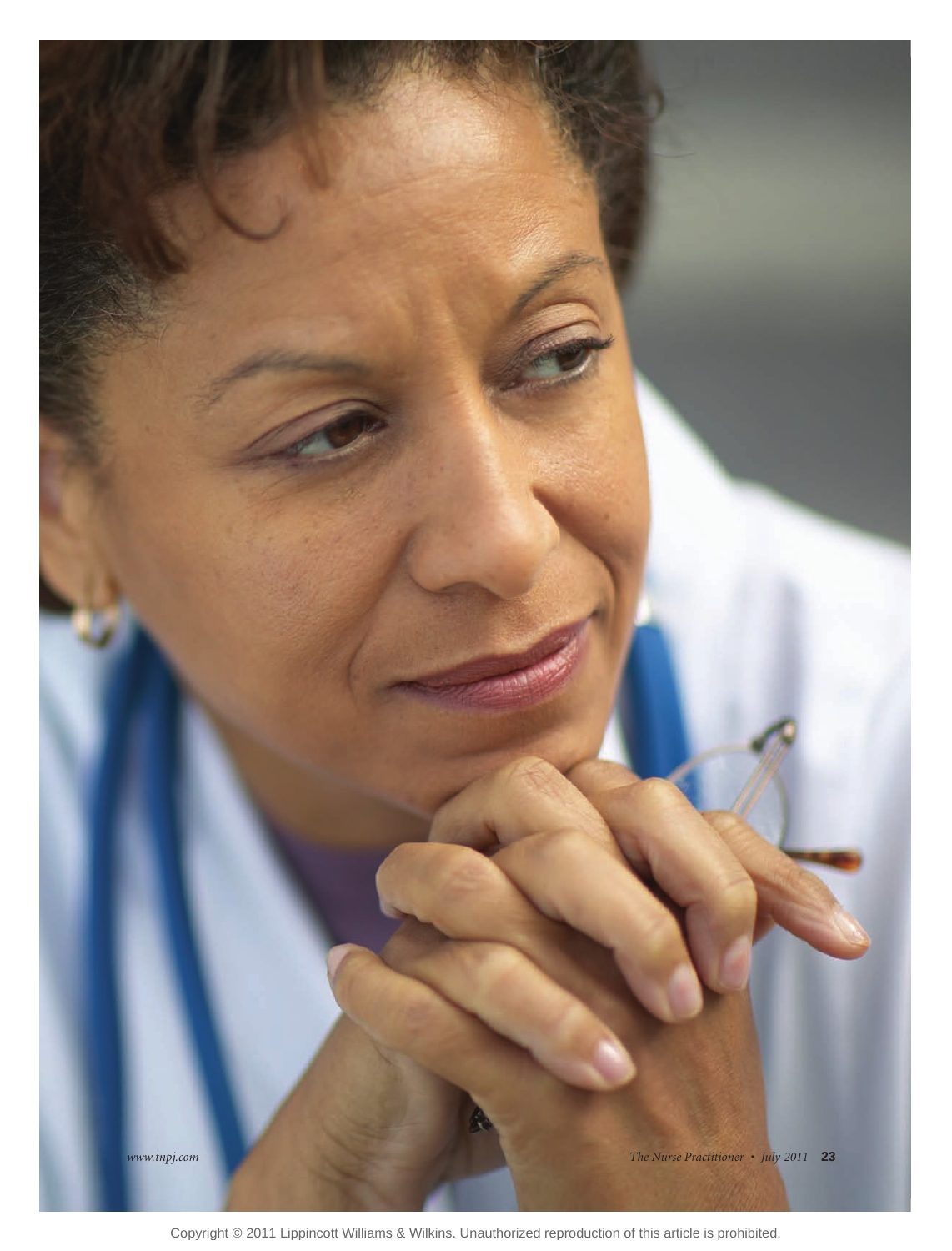Copyright © 2011 Lippincott Williams & Wilkins. Unauthorized reproduction of this article is prohibited.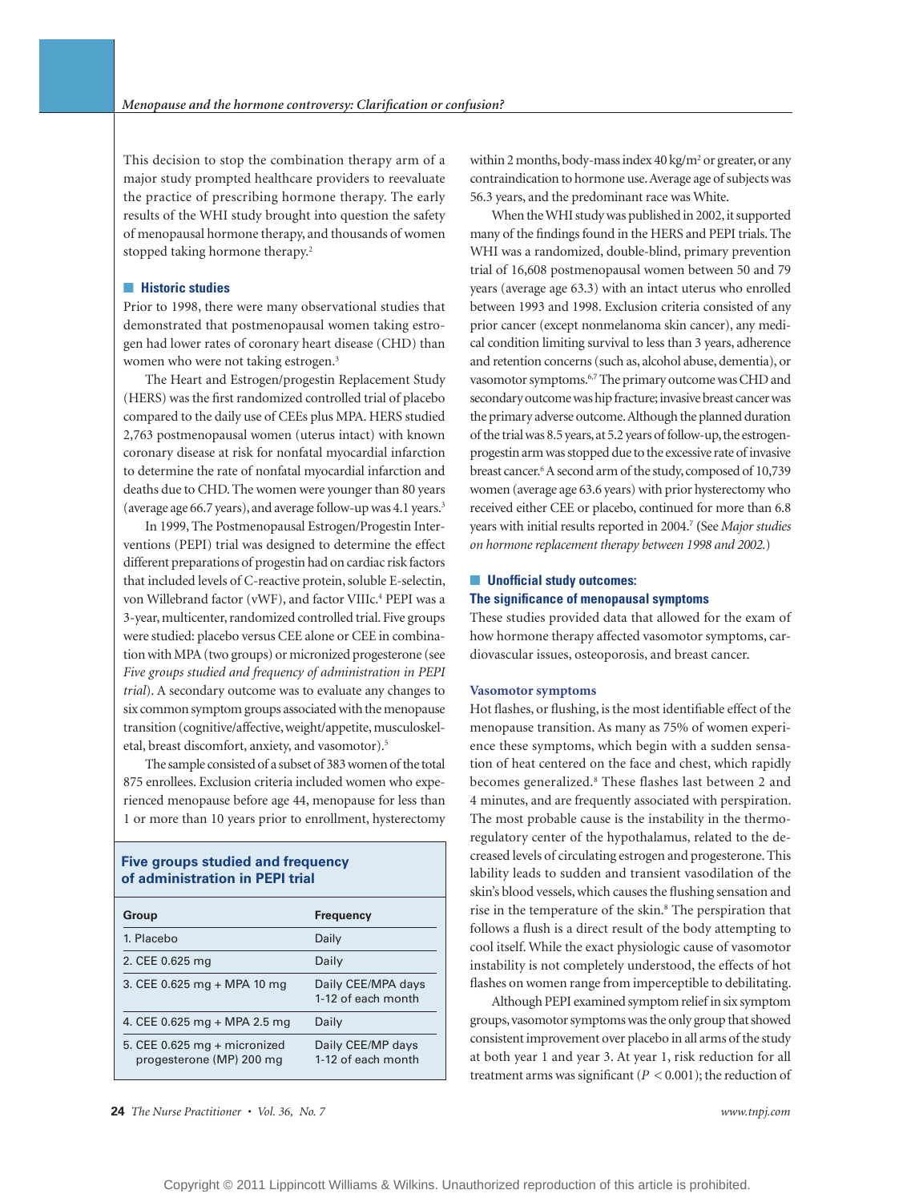This decision to stop the combination therapy arm of a major study prompted healthcare providers to reevaluate the practice of prescribing hormone therapy. The early results of the WHI study brought into question the safety of menopausal hormone therapy, and thousands of women stopped taking hormone therapy.[2]

## Historic studies

Prior to 1998, there were many observational studies that demonstrated that postmenopausal women taking estrogen had lower rates of coronary heart disease (CHD) than women who were not taking estrogen.[3]

The Heart and Estrogen/progestin Replacement Study (HERS) was the first randomized controlled trial of placebo compared to the daily use of CEEs plus MPA. HERS studied 2,763 postmenopausal women (uterus intact) with known coronary disease at risk for nonfatal myocardial infarction to determine the rate of nonfatal myocardial infarction and deaths due to CHD. The women were younger than 80 years (average age 66.7 years), and average follow-up was 4.1 years.[3]

In 1999, The Postmenopausal Estrogen/Progestin Interventions (PEPI) trial was designed to determine the effect different preparations of progestin had on cardiac risk factors that included levels of C-reactive protein, soluble E-selectin, von Willebrand factor (vWF), and factor VIIIc.[4] PEPI was a 3-year, multicenter, randomized controlled trial. Five groups were studied: placebo versus CEE alone or CEE in combination with MPA (two groups) or micronized progesterone (see *Five groups studied and frequency of administration in PEPI trial*). A secondary outcome was to evaluate any changes to six common symptom groups associated with the menopause transition (cognitive/affective, weight/appetite, musculoskeletal, breast discomfort, anxiety, and vasomotor).[5]

The sample consisted of a subset of 383 women of the total 875 enrollees. Exclusion criteria included women who experienced menopause before age 44, menopause for less than 1 or more than 10 years prior to enrollment, hysterectomy within 2 months, body-mass index 40 kg/m$^2$ or greater, or any contraindication to hormone use. Average age of subjects was 56.3 years, and the predominant race was White.

**Five groups studied and frequency of administration in PEPI trial**

| Group | Frequency |
|---|---|
| 1. Placebo | Daily |
| 2. CEE 0.625 mg | Daily |
| 3. CEE 0.625 mg + MPA 10 mg | Daily CEE/MPA days 1-12 of each month |
| 4. CEE 0.625 mg + MPA 2.5 mg | Daily |
| 5. CEE 0.625 mg + micronized progesterone (MP) 200 mg | Daily CEE/MP days 1-12 of each month |

When the WHI study was published in 2002, it supported many of the findings found in the HERS and PEPI trials. The WHI was a randomized, double-blind, primary prevention trial of 16,608 postmenopausal women between 50 and 79 years (average age 63.3) with an intact uterus who enrolled between 1993 and 1998. Exclusion criteria consisted of any prior cancer (except nonmelanoma skin cancer), any medical condition limiting survival to less than 3 years, adherence and retention concerns (such as, alcohol abuse, dementia), or vasomotor symptoms.[6,7] The primary outcome was CHD and secondary outcome was hip fracture; invasive breast cancer was the primary adverse outcome. Although the planned duration of the trial was 8.5 years, at 5.2 years of follow-up, the estrogen-progestin arm was stopped due to the excessive rate of invasive breast cancer.[6] A second arm of the study, composed of 10,739 women (average age 63.6 years) with prior hysterectomy who received either CEE or placebo, continued for more than 6.8 years with initial results reported in 2004.[7] (See *Major studies on hormone replacement therapy between 1998 and 2002.*)

## Unofficial study outcomes: The significance of menopausal symptoms

These studies provided data that allowed for the exam of how hormone therapy affected vasomotor symptoms, cardiovascular issues, osteoporosis, and breast cancer.

### Vasomotor symptoms

Hot flashes, or flushing, is the most identifiable effect of the menopause transition. As many as 75% of women experience these symptoms, which begin with a sudden sensation of heat centered on the face and chest, which rapidly becomes generalized.[8] These flashes last between 2 and 4 minutes, and are frequently associated with perspiration. The most probable cause is the instability in the thermoregulatory center of the hypothalamus, related to the decreased levels of circulating estrogen and progesterone. This lability leads to sudden and transient vasodilation of the skin's blood vessels, which causes the flushing sensation and rise in the temperature of the skin.[8] The perspiration that follows a flush is a direct result of the body attempting to cool itself. While the exact physiologic cause of vasomotor instability is not completely understood, the effects of hot flashes on women range from imperceptible to debilitating.

Although PEPI examined symptom relief in six symptom groups, vasomotor symptoms was the only group that showed consistent improvement over placebo in all arms of the study at both year 1 and year 3. At year 1, risk reduction for all treatment arms was significant ($P < 0.001$); the reduction of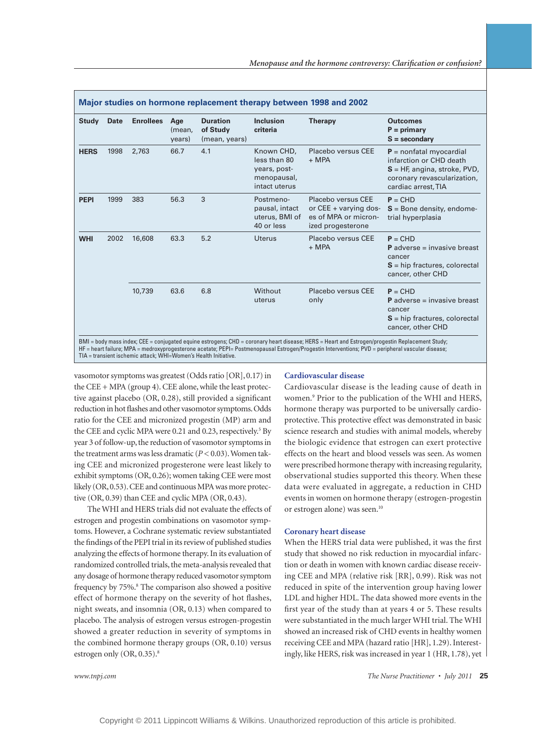**Major studies on hormone replacement therapy between 1998 and 2002**

| Study | Date | Enrollees | Age (mean, years) | Duration of Study (mean, years) | Inclusion criteria | Therapy | Outcomes **P = primary** **S = secondary** |
|---|---|---|---|---|---|---|---|
| **HERS** | 1998 | 2,763 | 66.7 | 4.1 | Known CHD, less than 80 years, post-menopausal, intact uterus | Placebo versus CEE + MPA | **P** = nonfatal myocardial infarction or CHD death **S** = HF, angina, stroke, PVD, coronary revascularization, cardiac arrest, TIA |
| **PEPI** | 1999 | 383 | 56.3 | 3 | Postmeno-pausal, intact uterus, BMI of 40 or less | Placebo versus CEE or CEE + varying doses of MPA or micronized progesterone | **P** = CHD **S** = Bone density, endometrial hyperplasia |
| **WHI** | 2002 | 16,608 | 63.3 | 5.2 | Uterus | Placebo versus CEE + MPA | **P** = CHD **P** adverse = invasive breast cancer **S** = hip fractures, colorectal cancer, other CHD |
| | | 10,739 | 63.6 | 6.8 | Without uterus | Placebo versus CEE only | **P** = CHD **P** adverse = invasive breast cancer **S** = hip fractures, colorectal cancer, other CHD |

BMI = body mass index; CEE = conjugated equine estrogens; CHD = coronary heart disease; HERS = Heart and Estrogen/progestin Replacement Study; HF = heart failure; MPA = medroxyprogesterone acetate; PEPI= Postmenopausal Estrogen/Progestin Interventions; PVD = peripheral vascular disease; TIA = transient ischemic attack; WHI=Women's Health Initiative.

vasomotor symptoms was greatest (Odds ratio [OR], 0.17) in the CEE + MPA (group 4). CEE alone, while the least protective against placebo (OR, 0.28), still provided a significant reduction in hot flashes and other vasomotor symptoms. Odds ratio for the CEE and micronized progestin (MP) arm and the CEE and cyclic MPA were 0.21 and 0.23, respectively.[5] By year 3 of follow-up, the reduction of vasomotor symptoms in the treatment arms was less dramatic ($P < 0.03$). Women taking CEE and micronized progesterone were least likely to exhibit symptoms (OR, 0.26); women taking CEE were most likely (OR, 0.53). CEE and continuous MPA was more protective (OR, 0.39) than CEE and cyclic MPA (OR, 0.43).

The WHI and HERS trials did not evaluate the effects of estrogen and progestin combinations on vasomotor symptoms. However, a Cochrane systematic review substantiated the findings of the PEPI trial in its review of published studies analyzing the effects of hormone therapy. In its evaluation of randomized controlled trials, the meta-analysis revealed that any dosage of hormone therapy reduced vasomotor symptom frequency by 75%.[8] The comparison also showed a positive effect of hormone therapy on the severity of hot flashes, night sweats, and insomnia (OR, 0.13) when compared to placebo. The analysis of estrogen versus estrogen-progestin showed a greater reduction in severity of symptoms in the combined hormone therapy groups (OR, 0.10) versus estrogen only (OR, 0.35).[8]

### Cardiovascular disease

Cardiovascular disease is the leading cause of death in women.[9] Prior to the publication of the WHI and HERS, hormone therapy was purported to be universally cardioprotective. This protective effect was demonstrated in basic science research and studies with animal models, whereby the biologic evidence that estrogen can exert protective effects on the heart and blood vessels was seen. As women were prescribed hormone therapy with increasing regularity, observational studies supported this theory. When these data were evaluated in aggregate, a reduction in CHD events in women on hormone therapy (estrogen-progestin or estrogen alone) was seen.[10]

### Coronary heart disease

When the HERS trial data were published, it was the first study that showed no risk reduction in myocardial infarction or death in women with known cardiac disease receiving CEE and MPA (relative risk [RR], 0.99). Risk was not reduced in spite of the intervention group having lower LDL and higher HDL. The data showed more events in the first year of the study than at years 4 or 5. These results were substantiated in the much larger WHI trial. The WHI showed an increased risk of CHD events in healthy women receiving CEE and MPA (hazard ratio [HR], 1.29). Interestingly, like HERS, risk was increased in year 1 (HR, 1.78), yet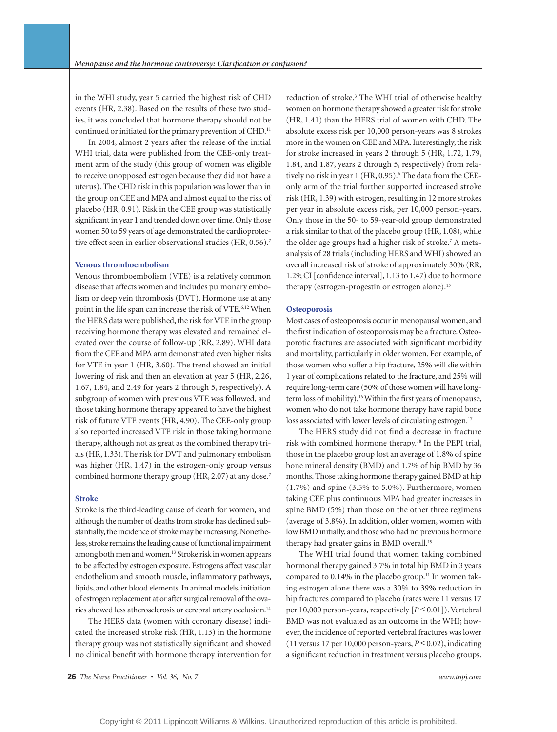in the WHI study, year 5 carried the highest risk of CHD events (HR, 2.38). Based on the results of these two studies, it was concluded that hormone therapy should not be continued or initiated for the primary prevention of CHD.[11]

In 2004, almost 2 years after the release of the initial WHI trial, data were published from the CEE-only treatment arm of the study (this group of women was eligible to receive unopposed estrogen because they did not have a uterus). The CHD risk in this population was lower than in the group on CEE and MPA and almost equal to the risk of placebo (HR, 0.91). Risk in the CEE group was statistically significant in year 1 and trended down over time. Only those women 50 to 59 years of age demonstrated the cardioprotective effect seen in earlier observational studies (HR, 0.56).[7]

### Venous thromboembolism

Venous thromboembolism (VTE) is a relatively common disease that affects women and includes pulmonary embolism or deep vein thrombosis (DVT). Hormone use at any point in the life span can increase the risk of VTE.[6,12] When the HERS data were published, the risk for VTE in the group receiving hormone therapy was elevated and remained elevated over the course of follow-up (RR, 2.89). WHI data from the CEE and MPA arm demonstrated even higher risks for VTE in year 1 (HR, 3.60). The trend showed an initial lowering of risk and then an elevation at year 5 (HR, 2.26, 1.67, 1.84, and 2.49 for years 2 through 5, respectively). A subgroup of women with previous VTE was followed, and those taking hormone therapy appeared to have the highest risk of future VTE events (HR, 4.90). The CEE-only group also reported increased VTE risk in those taking hormone therapy, although not as great as the combined therapy trials (HR, 1.33). The risk for DVT and pulmonary embolism was higher (HR, 1.47) in the estrogen-only group versus combined hormone therapy group (HR, 2.07) at any dose.[7]

### Stroke

Stroke is the third-leading cause of death for women, and although the number of deaths from stroke has declined substantially, the incidence of stroke may be increasing. Nonetheless, stroke remains the leading cause of functional impairment among both men and women.[13] Stroke risk in women appears to be affected by estrogen exposure. Estrogens affect vascular endothelium and smooth muscle, inflammatory pathways, lipids, and other blood elements. In animal models, initiation of estrogen replacement at or after surgical removal of the ovaries showed less atherosclerosis or cerebral artery occlusion.[14]

The HERS data (women with coronary disease) indicated the increased stroke risk (HR, 1.13) in the hormone therapy group was not statistically significant and showed no clinical benefit with hormone therapy intervention for reduction of stroke.[3] The WHI trial of otherwise healthy women on hormone therapy showed a greater risk for stroke (HR, 1.41) than the HERS trial of women with CHD. The absolute excess risk per 10,000 person-years was 8 strokes more in the women on CEE and MPA. Interestingly, the risk for stroke increased in years 2 through 5 (HR, 1.72, 1.79, 1.84, and 1.87, years 2 through 5, respectively) from relatively no risk in year 1 (HR, 0.95).[6] The data from the CEE-only arm of the trial further supported increased stroke risk (HR, 1.39) with estrogen, resulting in 12 more strokes per year in absolute excess risk, per 10,000 person-years. Only those in the 50- to 59-year-old group demonstrated a risk similar to that of the placebo group (HR, 1.08), while the older age groups had a higher risk of stroke.[7] A meta-analysis of 28 trials (including HERS and WHI) showed an overall increased risk of stroke of approximately 30% (RR, 1.29; CI [confidence interval], 1.13 to 1.47) due to hormone therapy (estrogen-progestin or estrogen alone).[15]

### Osteoporosis

Most cases of osteoporosis occur in menopausal women, and the first indication of osteoporosis may be a fracture. Osteoporotic fractures are associated with significant morbidity and mortality, particularly in older women. For example, of those women who suffer a hip fracture, 25% will die within 1 year of complications related to the fracture, and 25% will require long-term care (50% of those women will have long-term loss of mobility).[16] Within the first years of menopause, women who do not take hormone therapy have rapid bone loss associated with lower levels of circulating estrogen.[17]

The HERS study did not find a decrease in fracture risk with combined hormone therapy.[18] In the PEPI trial, those in the placebo group lost an average of 1.8% of spine bone mineral density (BMD) and 1.7% of hip BMD by 36 months. Those taking hormone therapy gained BMD at hip (1.7%) and spine (3.5% to 5.0%). Furthermore, women taking CEE plus continuous MPA had greater increases in spine BMD (5%) than those on the other three regimens (average of 3.8%). In addition, older women, women with low BMD initially, and those who had no previous hormone therapy had greater gains in BMD overall.[19]

The WHI trial found that women taking combined hormonal therapy gained 3.7% in total hip BMD in 3 years compared to 0.14% in the placebo group.[11] In women taking estrogen alone there was a 30% to 39% reduction in hip fractures compared to placebo (rates were 11 versus 17 per 10,000 person-years, respectively [$P \leq 0.01$]). Vertebral BMD was not evaluated as an outcome in the WHI; however, the incidence of reported vertebral fractures was lower (11 versus 17 per 10,000 person-years, $P \leq 0.02$), indicating a significant reduction in treatment versus placebo groups.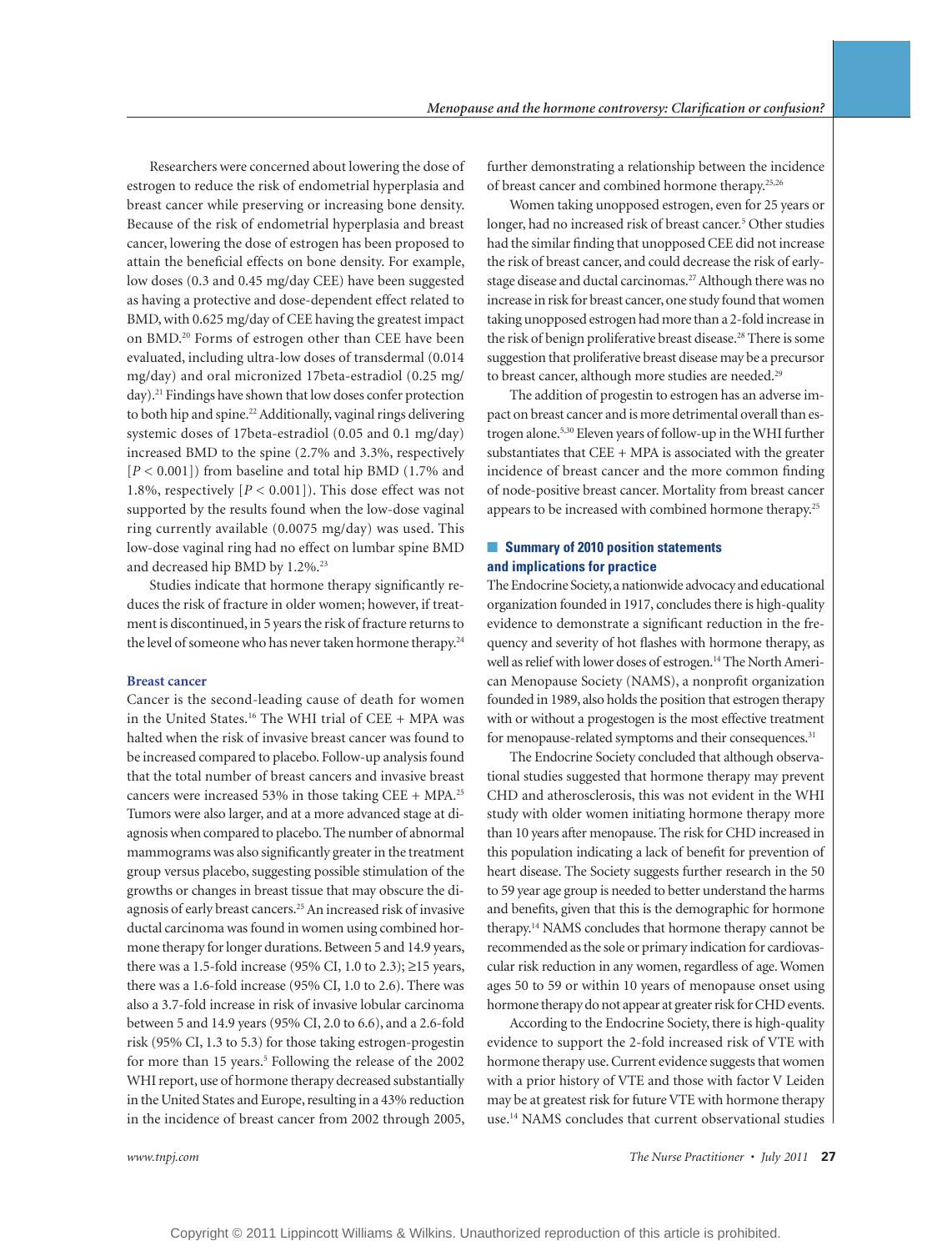Researchers were concerned about lowering the dose of estrogen to reduce the risk of endometrial hyperplasia and breast cancer while preserving or increasing bone density. Because of the risk of endometrial hyperplasia and breast cancer, lowering the dose of estrogen has been proposed to attain the beneficial effects on bone density. For example, low doses (0.3 and 0.45 mg/day CEE) have been suggested as having a protective and dose-dependent effect related to BMD, with 0.625 mg/day of CEE having the greatest impact on BMD.[20] Forms of estrogen other than CEE have been evaluated, including ultra-low doses of transdermal (0.014 mg/day) and oral micronized 17beta-estradiol (0.25 mg/day).[21] Findings have shown that low doses confer protection to both hip and spine.[22] Additionally, vaginal rings delivering systemic doses of 17beta-estradiol (0.05 and 0.1 mg/day) increased BMD to the spine (2.7% and 3.3%, respectively [$P < 0.001$]) from baseline and total hip BMD (1.7% and 1.8%, respectively [$P < 0.001$]). This dose effect was not supported by the results found when the low-dose vaginal ring currently available (0.0075 mg/day) was used. This low-dose vaginal ring had no effect on lumbar spine BMD and decreased hip BMD by 1.2%.[23]

Studies indicate that hormone therapy significantly reduces the risk of fracture in older women; however, if treatment is discontinued, in 5 years the risk of fracture returns to the level of someone who has never taken hormone therapy.[24]

### Breast cancer

Cancer is the second-leading cause of death for women in the United States.[16] The WHI trial of CEE + MPA was halted when the risk of invasive breast cancer was found to be increased compared to placebo. Follow-up analysis found that the total number of breast cancers and invasive breast cancers were increased 53% in those taking CEE + MPA.[25] Tumors were also larger, and at a more advanced stage at diagnosis when compared to placebo. The number of abnormal mammograms was also significantly greater in the treatment group versus placebo, suggesting possible stimulation of the growths or changes in breast tissue that may obscure the diagnosis of early breast cancers.[25] An increased risk of invasive ductal carcinoma was found in women using combined hormone therapy for longer durations. Between 5 and 14.9 years, there was a 1.5-fold increase (95% CI, 1.0 to 2.3); ≥15 years, there was a 1.6-fold increase (95% CI, 1.0 to 2.6). There was also a 3.7-fold increase in risk of invasive lobular carcinoma between 5 and 14.9 years (95% CI, 2.0 to 6.6), and a 2.6-fold risk (95% CI, 1.3 to 5.3) for those taking estrogen-progestin for more than 15 years.[5] Following the release of the 2002 WHI report, use of hormone therapy decreased substantially in the United States and Europe, resulting in a 43% reduction in the incidence of breast cancer from 2002 through 2005, further demonstrating a relationship between the incidence of breast cancer and combined hormone therapy.[25,26]

Women taking unopposed estrogen, even for 25 years or longer, had no increased risk of breast cancer.[5] Other studies had the similar finding that unopposed CEE did not increase the risk of breast cancer, and could decrease the risk of early-stage disease and ductal carcinomas.[27] Although there was no increase in risk for breast cancer, one study found that women taking unopposed estrogen had more than a 2-fold increase in the risk of benign proliferative breast disease.[28] There is some suggestion that proliferative breast disease may be a precursor to breast cancer, although more studies are needed.[29]

The addition of progestin to estrogen has an adverse impact on breast cancer and is more detrimental overall than estrogen alone.[5,30] Eleven years of follow-up in the WHI further substantiates that CEE + MPA is associated with the greater incidence of breast cancer and the more common finding of node-positive breast cancer. Mortality from breast cancer appears to be increased with combined hormone therapy.[25]

## Summary of 2010 position statements and implications for practice

The Endocrine Society, a nationwide advocacy and educational organization founded in 1917, concludes there is high-quality evidence to demonstrate a significant reduction in the frequency and severity of hot flashes with hormone therapy, as well as relief with lower doses of estrogen.[14] The North American Menopause Society (NAMS), a nonprofit organization founded in 1989, also holds the position that estrogen therapy with or without a progestogen is the most effective treatment for menopause-related symptoms and their consequences.[31]

The Endocrine Society concluded that although observational studies suggested that hormone therapy may prevent CHD and atherosclerosis, this was not evident in the WHI study with older women initiating hormone therapy more than 10 years after menopause. The risk for CHD increased in this population indicating a lack of benefit for prevention of heart disease. The Society suggests further research in the 50 to 59 year age group is needed to better understand the harms and benefits, given that this is the demographic for hormone therapy.[14] NAMS concludes that hormone therapy cannot be recommended as the sole or primary indication for cardiovascular risk reduction in any women, regardless of age. Women ages 50 to 59 or within 10 years of menopause onset using hormone therapy do not appear at greater risk for CHD events.

According to the Endocrine Society, there is high-quality evidence to support the 2-fold increased risk of VTE with hormone therapy use. Current evidence suggests that women with a prior history of VTE and those with factor V Leiden may be at greatest risk for future VTE with hormone therapy use.[14] NAMS concludes that current observational studies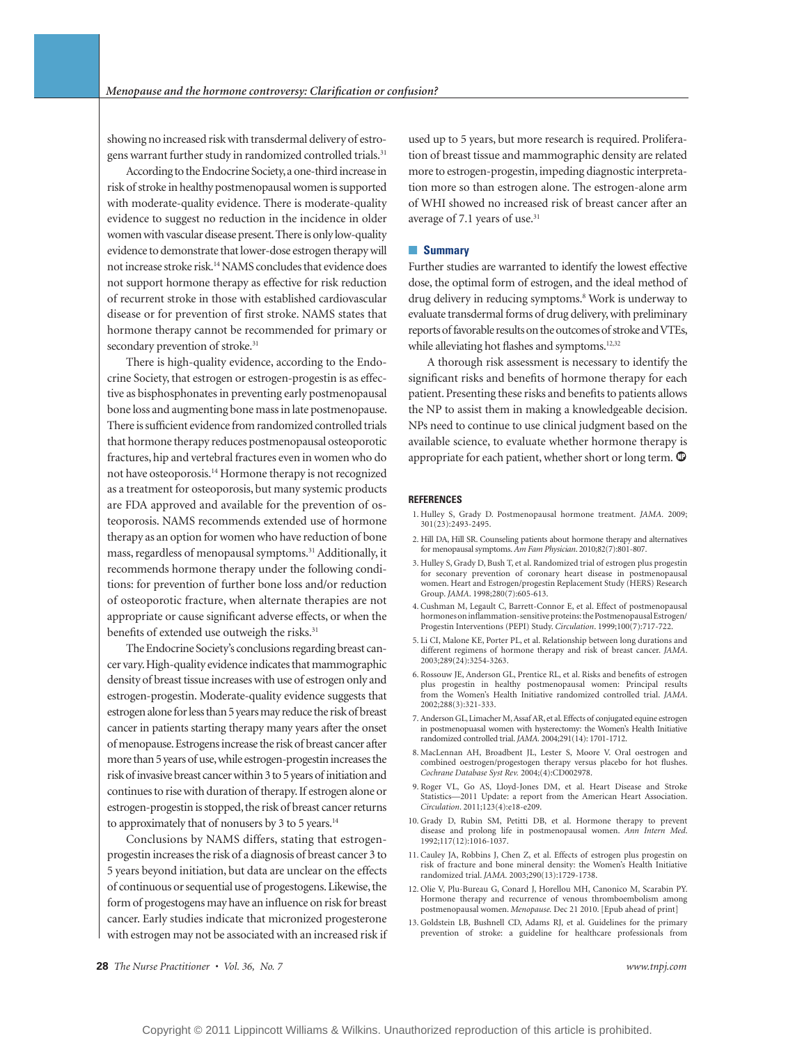showing no increased risk with transdermal delivery of estrogens warrant further study in randomized controlled trials.[31]

According to the Endocrine Society, a one-third increase in risk of stroke in healthy postmenopausal women is supported with moderate-quality evidence. There is moderate-quality evidence to suggest no reduction in the incidence in older women with vascular disease present. There is only low-quality evidence to demonstrate that lower-dose estrogen therapy will not increase stroke risk.[14] NAMS concludes that evidence does not support hormone therapy as effective for risk reduction of recurrent stroke in those with established cardiovascular disease or for prevention of first stroke. NAMS states that hormone therapy cannot be recommended for primary or secondary prevention of stroke.[31]

There is high-quality evidence, according to the Endocrine Society, that estrogen or estrogen-progestin is as effective as bisphosphonates in preventing early postmenopausal bone loss and augmenting bone mass in late postmenopause. There is sufficient evidence from randomized controlled trials that hormone therapy reduces postmenopausal osteoporotic fractures, hip and vertebral fractures even in women who do not have osteoporosis.[14] Hormone therapy is not recognized as a treatment for osteoporosis, but many systemic products are FDA approved and available for the prevention of osteoporosis. NAMS recommends extended use of hormone therapy as an option for women who have reduction of bone mass, regardless of menopausal symptoms.[31] Additionally, it recommends hormone therapy under the following conditions: for prevention of further bone loss and/or reduction of osteoporotic fracture, when alternate therapies are not appropriate or cause significant adverse effects, or when the benefits of extended use outweigh the risks.[31]

The Endocrine Society's conclusions regarding breast cancer vary. High-quality evidence indicates that mammographic density of breast tissue increases with use of estrogen only and estrogen-progestin. Moderate-quality evidence suggests that estrogen alone for less than 5 years may reduce the risk of breast cancer in patients starting therapy many years after the onset of menopause. Estrogens increase the risk of breast cancer after more than 5 years of use, while estrogen-progestin increases the risk of invasive breast cancer within 3 to 5 years of initiation and continues to rise with duration of therapy. If estrogen alone or estrogen-progestin is stopped, the risk of breast cancer returns to approximately that of nonusers by 3 to 5 years.[14]

Conclusions by NAMS differs, stating that estrogen-progestin increases the risk of a diagnosis of breast cancer 3 to 5 years beyond initiation, but data are unclear on the effects of continuous or sequential use of progestogens. Likewise, the form of progestogens may have an influence on risk for breast cancer. Early studies indicate that micronized progesterone with estrogen may not be associated with an increased risk if used up to 5 years, but more research is required. Proliferation of breast tissue and mammographic density are related more to estrogen-progestin, impeding diagnostic interpretation more so than estrogen alone. The estrogen-alone arm of WHI showed no increased risk of breast cancer after an average of 7.1 years of use.[31]

## Summary

Further studies are warranted to identify the lowest effective dose, the optimal form of estrogen, and the ideal method of drug delivery in reducing symptoms.[8] Work is underway to evaluate transdermal forms of drug delivery, with preliminary reports of favorable results on the outcomes of stroke and VTEs, while alleviating hot flashes and symptoms.[12,32]

A thorough risk assessment is necessary to identify the significant risks and benefits of hormone therapy for each patient. Presenting these risks and benefits to patients allows the NP to assist them in making a knowledgeable decision. NPs need to continue to use clinical judgment based on the available science, to evaluate whether hormone therapy is appropriate for each patient, whether short or long term.

## REFERENCES

1. Hulley S, Grady D. Postmenopausal hormone treatment. *JAMA*. 2009; 301(23):2493-2495.
2. Hill DA, Hill SR. Counseling patients about hormone therapy and alternatives for menopausal symptoms. *Am Fam Physician*. 2010;82(7):801-807.
3. Hulley S, Grady D, Bush T, et al. Randomized trial of estrogen plus progestin for secorary prevention of coronary heart disease in postmenopausal women. Heart and Estrogen/progestin Replacement Study (HERS) Research Group. *JAMA*. 1998;280(7):605-613.
4. Cushman M, Legault C, Barrett-Connor E, et al. Effect of postmenopausal hormones on inflammation-sensitive proteins: the Postmenopausal Estrogen/Progestin Interventions (PEPI) Study. *Circulation*. 1999;100(7):717-722.
5. Li CI, Malone KE, Porter PL, et al. Relationship between long durations and different regimens of hormone therapy and risk of breast cancer. *JAMA*. 2003;289(24):3254-3263.
6. Rossouw JE, Anderson GL, Prentice RL, et al. Risks and benefits of estrogen plus progestin in healthy postmenopausal women: Principal results from the Women's Health Initiative randomized controlled trial. *JAMA*. 2002;288(3):321-333.
7. Anderson GL, Limacher M, Assaf AR, et al. Effects of conjugated equine estrogen in postmenopuasal women with hysterectomy: the Women's Health Initiative randomized controlled trial. *JAMA*. 2004;291(14): 1701-1712.
8. MacLennan AH, Broadbent JL, Lester S, Moore V. Oral oestrogen and combined oestrogen/progestogen therapy versus placebo for hot flushes. *Cochrane Database Syst Rev.* 2004;(4):CD002978.
9. Roger VL, Go AS, Lloyd-Jones DM, et al. Heart Disease and Stroke Statistics—2011 Update: a report from the American Heart Association. *Circulation*. 2011;123(4):e18-e209.
10. Grady D, Rubin SM, Petitti DB, et al. Hormone therapy to prevent disease and prolong life in postmenopausal women. *Ann Intern Med*. 1992;117(12):1016-1037.
11. Cauley JA, Robbins J, Chen Z, et al. Effects of estrogen plus progestin on risk of fracture and bone mineral density: the Women's Health Initiative randomized trial. *JAMA*. 2003;290(13):1729-1738.
12. Olie V, Plu-Bureau G, Conard J, Horellou MH, Canonico M, Scarabin PY. Hormone therapy and recurrence of venous thromboembolism among postmenopausal women. *Menopause.* Dec 21 2010. [Epub ahead of print]
13. Goldstein LB, Bushnell CD, Adams RJ, et al. Guidelines for the primary prevention of stroke: a guideline for healthcare professionals from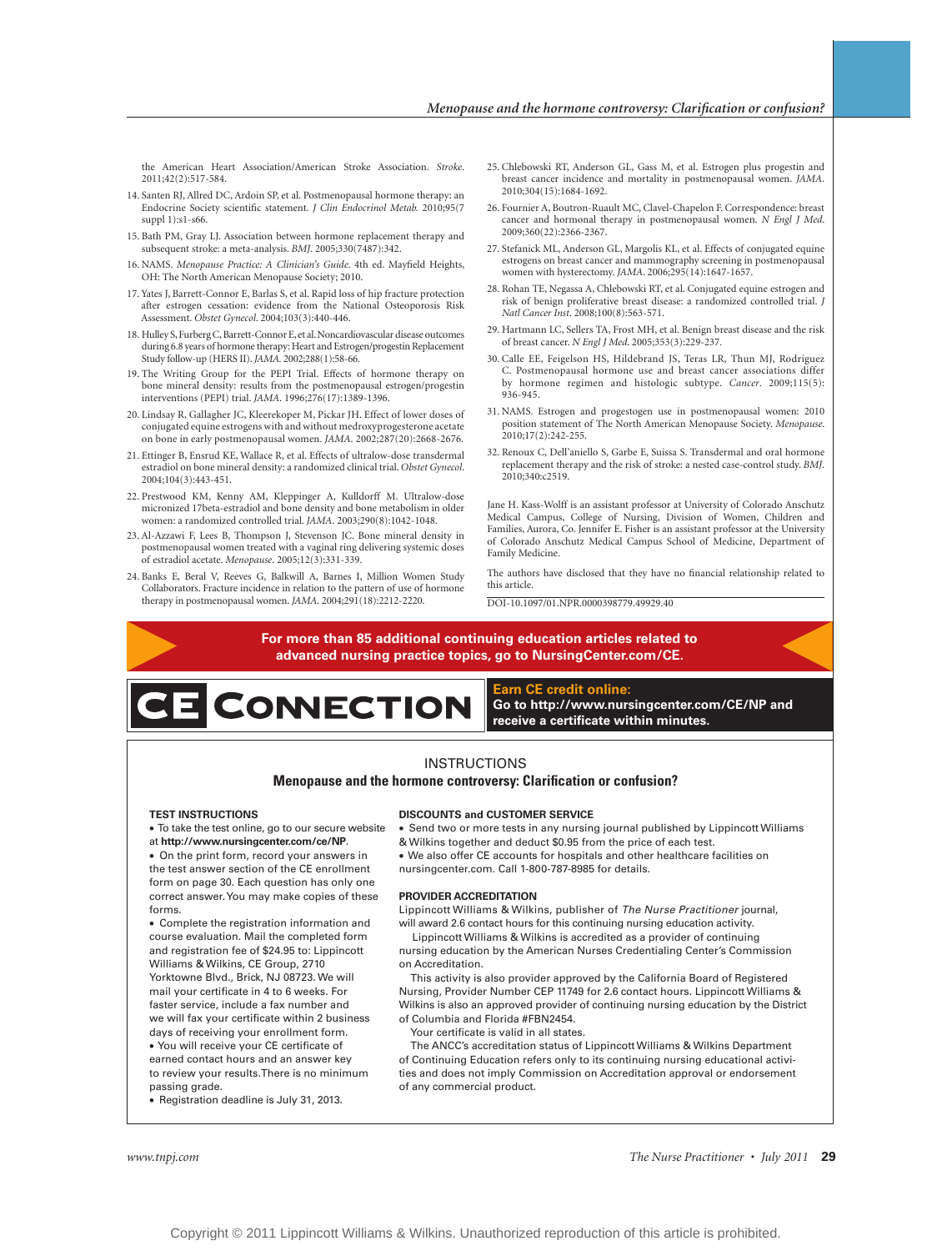the American Heart Association/American Stroke Association. *Stroke*. 2011;42(2):517-584.

14. Santen RJ, Allred DC, Ardoin SP, et al. Postmenopausal hormone therapy: an Endocrine Society scientific statement. *J Clin Endocrinol Metab.* 2010;95(7 suppl 1):s1-s66.

15. Bath PM, Gray LJ. Association between hormone replacement therapy and subsequent stroke: a meta-analysis. *BMJ*. 2005;330(7487):342.

16. NAMS. *Menopause Practice: A Clinician's Guide*. 4th ed. Mayfield Heights, OH: The North American Menopause Society; 2010.

17. Yates J, Barrett-Connor E, Barlas S, et al. Rapid loss of hip fracture protection after estrogen cessation: evidence from the National Osteoporosis Risk Assessment. *Obstet Gynecol*. 2004;103(3):440-446.

18. Hulley S, Furberg C, Barrett-Connor E, et al. Noncardiovascular disease outcomes during 6.8 years of hormone therapy: Heart and Estrogen/progestin Replacement Study follow-up (HERS II). *JAMA*. 2002;288(1):58-66.

19. The Writing Group for the PEPI Trial. Effects of hormone therapy on bone mineral density: results from the postmenopausal estrogen/progestin interventions (PEPI) trial. *JAMA*. 1996;276(17):1389-1396.

20. Lindsay R, Gallagher JC, Kleerekoper M, Pickar JH. Effect of lower doses of conjugated equine estrogens with and without medroxyprogesterone acetate on bone in early postmenopausal women. *JAMA*. 2002;287(20):2668-2676.

21. Ettinger B, Ensrud KE, Wallace R, et al. Effects of ultralow-dose transdermal estradiol on bone mineral density: a randomized clinical trial. *Obstet Gynecol*. 2004;104(3):443-451.

22. Prestwood KM, Kenny AM, Kleppinger A, Kulldorff M. Ultralow-dose micronized 17beta-estradiol and bone density and bone metabolism in older women: a randomized controlled trial. *JAMA*. 2003;290(8):1042-1048.

23. Al-Azzawi F, Lees B, Thompson J, Stevenson JC. Bone mineral density in postmenopausal women treated with a vaginal ring delivering systemic doses of estradiol acetate. *Menopause*. 2005;12(3):331-339.

24. Banks E, Beral V, Reeves G, Balkwill A, Barnes I, Million Women Study Collaborators. Fracture incidence in relation to the pattern of use of hormone therapy in postmenopausal women. *JAMA*. 2004;291(18):2212-2220.

25. Chlebowski RT, Anderson GL, Gass M, et al. Estrogen plus progestin and breast cancer incidence and mortality in postmenopausal women. *JAMA*. 2010;304(15):1684-1692.

26. Fournier A, Boutron-Ruault MC, Clavel-Chapelon F. Correspondence: breast cancer and hormonal therapy in postmenopausal women. *N Engl J Med*. 2009;360(22):2366-2367.

27. Stefanick ML, Anderson GL, Margolis KL, et al. Effects of conjugated equine estrogens on breast cancer and mammography screening in postmenopausal women with hysterectomy. *JAMA*. 2006;295(14):1647-1657.

28. Rohan TE, Negassa A, Chlebowski RT, et al. Conjugated equine estrogen and risk of benign proliferative breast disease: a randomized controlled trial. *J Natl Cancer Inst*. 2008;100(8):563-571.

29. Hartmann LC, Sellers TA, Frost MH, et al. Benign breast disease and the risk of breast cancer. *N Engl J Med*. 2005;353(3):229-237.

30. Calle EE, Feigelson HS, Hildebrand JS, Teras LR, Thun MJ, Rodriguez C. Postmenopausal hormone use and breast cancer associations differ by hormone regimen and histologic subtype. *Cancer*. 2009;115(5):936-945.

31. NAMS. Estrogen and progestogen use in postmenopausal women: 2010 position statement of The North American Menopause Society. *Menopause*. 2010;17(2):242-255.

32. Renoux C, Dell'aniello S, Garbe E, Suissa S. Transdermal and oral hormone replacement therapy and the risk of stroke: a nested case-control study. *BMJ*. 2010;340:c2519.

Jane H. Kass-Wolff is an assistant professor at University of Colorado Anschutz Medical Campus, College of Nursing, Division of Women, Children and Families, Aurora, Co. Jennifer E. Fisher is an assistant professor at the University of Colorado Anschutz Medical Campus School of Medicine, Department of Family Medicine.

The authors have disclosed that they have no financial relationship related to this article.

DOI-10.1097/01.NPR.0000398779.49929.40

**For more than 85 additional continuing education articles related to advanced nursing practice topics, go to NursingCenter.com/CE.**

**CE Connection**

**Earn CE credit online:**
**Go to http://www.nursingcenter.com/CE/NP and receive a certificate within minutes.**

## INSTRUCTIONS

**Menopause and the hormone controversy: Clarification or confusion?**

### TEST INSTRUCTIONS

- To take the test online, go to our secure website at **http://www.nursingcenter.com/ce/NP**.
- On the print form, record your answers in the test answer section of the CE enrollment form on page 30. Each question has only one correct answer. You may make copies of these forms.
- Complete the registration information and course evaluation. Mail the completed form and registration fee of $24.95 to: Lippincott Williams & Wilkins, CE Group, 2710 Yorktowne Blvd., Brick, NJ 08723. We will mail your certificate in 4 to 6 weeks. For faster service, include a fax number and we will fax your certificate within 2 business days of receiving your enrollment form.
- You will receive your CE certificate of earned contact hours and an answer key to review your results. There is no minimum passing grade.
- Registration deadline is July 31, 2013.

### DISCOUNTS and CUSTOMER SERVICE

- Send two or more tests in any nursing journal published by Lippincott Williams & Wilkins together and deduct $0.95 from the price of each test.
- We also offer CE accounts for hospitals and other healthcare facilities on nursingcenter.com. Call 1-800-787-8985 for details.

### PROVIDER ACCREDITATION

Lippincott Williams & Wilkins, publisher of *The Nurse Practitioner* journal, will award 2.6 contact hours for this continuing nursing education activity.

Lippincott Williams & Wilkins is accredited as a provider of continuing nursing education by the American Nurses Credentialing Center's Commission on Accreditation.

This activity is also provider approved by the California Board of Registered Nursing, Provider Number CEP 11749 for 2.6 contact hours. Lippincott Williams & Wilkins is also an approved provider of continuing nursing education by the District of Columbia and Florida #FBN2454.

Your certificate is valid in all states.

The ANCC's accreditation status of Lippincott Williams & Wilkins Department of Continuing Education refers only to its continuing nursing educational activities and does not imply Commission on Accreditation approval or endorsement of any commercial product.